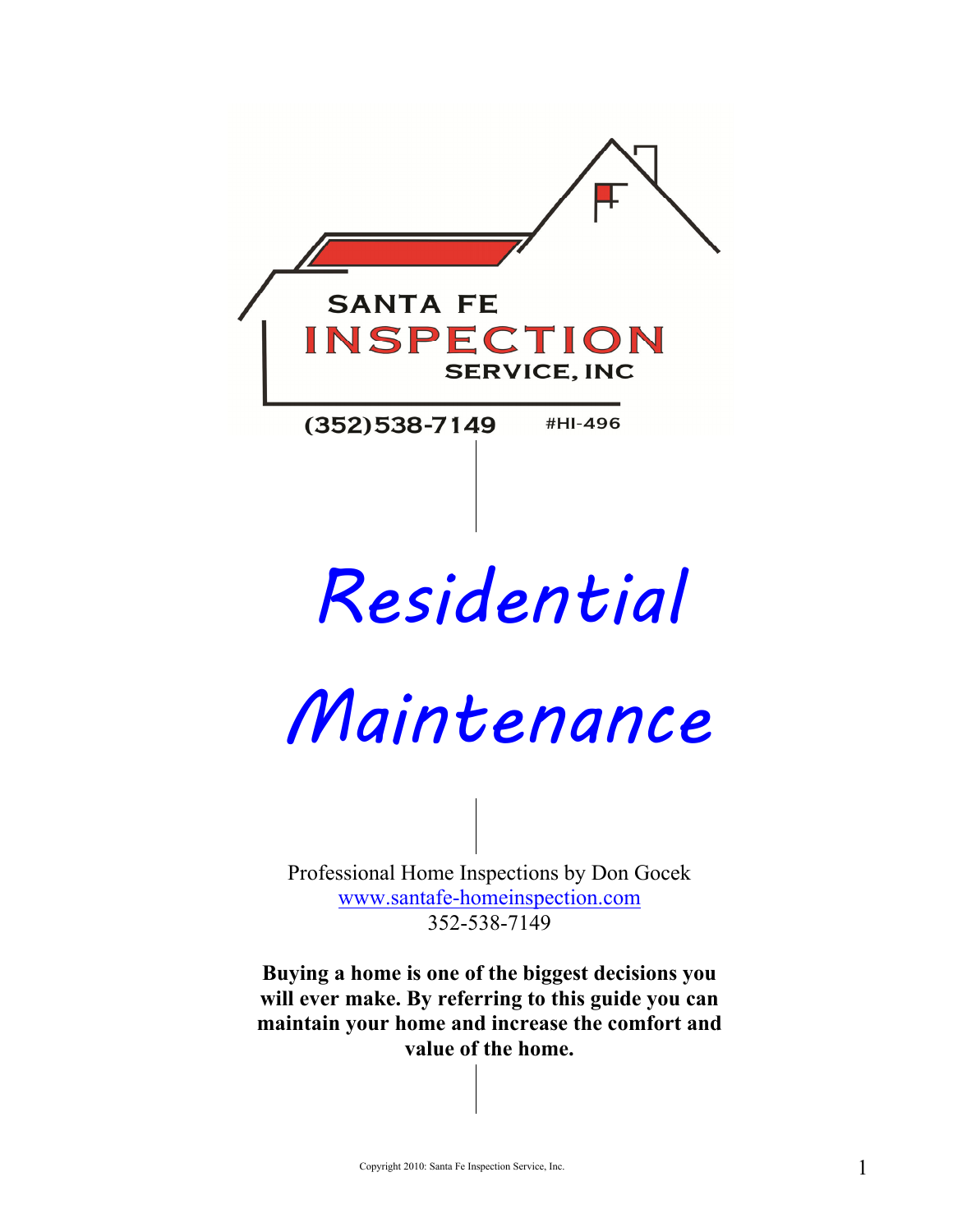SANTA FE

INSPECTION

SERVICE, INC

(352)538-7149 #HI-496

# *Residential*

# *Maintenance*

Professional Home Inspections by Don Gocek
[www.santafe-homeinspection.com](http://www.santafe-homeinspection.com)
352-538-7149

**Buying a home is one of the biggest decisions you will ever make. By referring to this guide you can maintain your home and increase the comfort and value of the home.**

Copyright 2010: Santa Fe Inspection Service, Inc.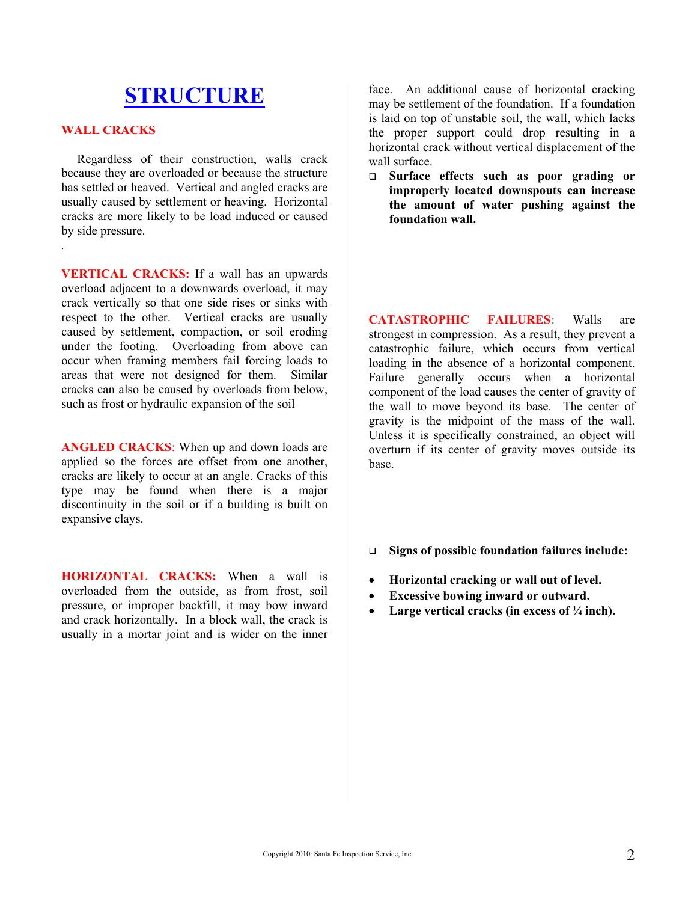# STRUCTURE

## WALL CRACKS

Regardless of their construction, walls crack because they are overloaded or because the structure has settled or heaved. Vertical and angled cracks are usually caused by settlement or heaving. Horizontal cracks are more likely to be load induced or caused by side pressure.

.

**VERTICAL CRACKS:** If a wall has an upwards overload adjacent to a downwards overload, it may crack vertically so that one side rises or sinks with respect to the other. Vertical cracks are usually caused by settlement, compaction, or soil eroding under the footing. Overloading from above can occur when framing members fail forcing loads to areas that were not designed for them. Similar cracks can also be caused by overloads from below, such as frost or hydraulic expansion of the soil

**ANGLED CRACKS**: When up and down loads are applied so the forces are offset from one another, cracks are likely to occur at an angle. Cracks of this type may be found when there is a major discontinuity in the soil or if a building is built on expansive clays.

**HORIZONTAL CRACKS:** When a wall is overloaded from the outside, as from frost, soil pressure, or improper backfill, it may bow inward and crack horizontally. In a block wall, the crack is usually in a mortar joint and is wider on the inner face. An additional cause of horizontal cracking may be settlement of the foundation. If a foundation is laid on top of unstable soil, the wall, which lacks the proper support could drop resulting in a horizontal crack without vertical displacement of the wall surface.

- **Surface effects such as poor grading or improperly located downspouts can increase the amount of water pushing against the foundation wall.**

**CATASTROPHIC FAILURES**: Walls are strongest in compression. As a result, they prevent a catastrophic failure, which occurs from vertical loading in the absence of a horizontal component. Failure generally occurs when a horizontal component of the load causes the center of gravity of the wall to move beyond its base. The center of gravity is the midpoint of the mass of the wall. Unless it is specifically constrained, an object will overturn if its center of gravity moves outside its base.

- **Signs of possible foundation failures include:**

- **Horizontal cracking or wall out of level.**
- **Excessive bowing inward or outward.**
- **Large vertical cracks (in excess of ¼ inch).**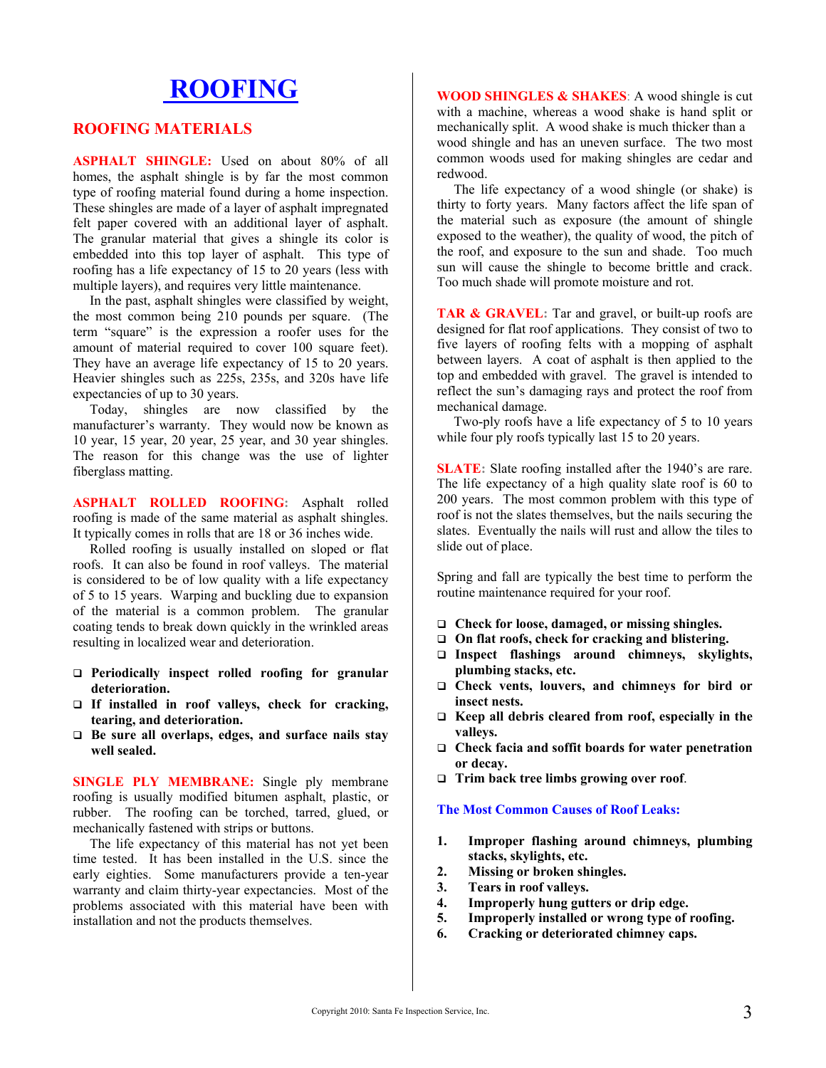# ROOFING

## ROOFING MATERIALS

**ASPHALT SHINGLE:** Used on about 80% of all homes, the asphalt shingle is by far the most common type of roofing material found during a home inspection. These shingles are made of a layer of asphalt impregnated felt paper covered with an additional layer of asphalt. The granular material that gives a shingle its color is embedded into this top layer of asphalt. This type of roofing has a life expectancy of 15 to 20 years (less with multiple layers), and requires very little maintenance.

In the past, asphalt shingles were classified by weight, the most common being 210 pounds per square. (The term "square" is the expression a roofer uses for the amount of material required to cover 100 square feet). They have an average life expectancy of 15 to 20 years. Heavier shingles such as 225s, 235s, and 320s have life expectancies of up to 30 years.

Today, shingles are now classified by the manufacturer's warranty. They would now be known as 10 year, 15 year, 20 year, 25 year, and 30 year shingles. The reason for this change was the use of lighter fiberglass matting.

**ASPHALT ROLLED ROOFING:** Asphalt rolled roofing is made of the same material as asphalt shingles. It typically comes in rolls that are 18 or 36 inches wide.

Rolled roofing is usually installed on sloped or flat roofs. It can also be found in roof valleys. The material is considered to be of low quality with a life expectancy of 5 to 15 years. Warping and buckling due to expansion of the material is a common problem. The granular coating tends to break down quickly in the wrinkled areas resulting in localized wear and deterioration.

- **Periodically inspect rolled roofing for granular deterioration.**
- **If installed in roof valleys, check for cracking, tearing, and deterioration.**
- **Be sure all overlaps, edges, and surface nails stay well sealed.**

**SINGLE PLY MEMBRANE:** Single ply membrane roofing is usually modified bitumen asphalt, plastic, or rubber. The roofing can be torched, tarred, glued, or mechanically fastened with strips or buttons.

The life expectancy of this material has not yet been time tested. It has been installed in the U.S. since the early eighties. Some manufacturers provide a ten-year warranty and claim thirty-year expectancies. Most of the problems associated with this material have been with installation and not the products themselves.

**WOOD SHINGLES & SHAKES:** A wood shingle is cut with a machine, whereas a wood shake is hand split or mechanically split. A wood shake is much thicker than a wood shingle and has an uneven surface. The two most common woods used for making shingles are cedar and redwood.

The life expectancy of a wood shingle (or shake) is thirty to forty years. Many factors affect the life span of the material such as exposure (the amount of shingle exposed to the weather), the quality of wood, the pitch of the roof, and exposure to the sun and shade. Too much sun will cause the shingle to become brittle and crack. Too much shade will promote moisture and rot.

**TAR & GRAVEL:** Tar and gravel, or built-up roofs are designed for flat roof applications. They consist of two to five layers of roofing felts with a mopping of asphalt between layers. A coat of asphalt is then applied to the top and embedded with gravel. The gravel is intended to reflect the sun's damaging rays and protect the roof from mechanical damage.

Two-ply roofs have a life expectancy of 5 to 10 years while four ply roofs typically last 15 to 20 years.

**SLATE:** Slate roofing installed after the 1940's are rare. The life expectancy of a high quality slate roof is 60 to 200 years. The most common problem with this type of roof is not the slates themselves, but the nails securing the slates. Eventually the nails will rust and allow the tiles to slide out of place.

Spring and fall are typically the best time to perform the routine maintenance required for your roof.

- **Check for loose, damaged, or missing shingles.**
- **On flat roofs, check for cracking and blistering.**
- **Inspect flashings around chimneys, skylights, plumbing stacks, etc.**
- **Check vents, louvers, and chimneys for bird or insect nests.**
- **Keep all debris cleared from roof, especially in the valleys.**
- **Check facia and soffit boards for water penetration or decay.**
- **Trim back tree limbs growing over roof.**

### The Most Common Causes of Roof Leaks:

1. **Improper flashing around chimneys, plumbing stacks, skylights, etc.**
2. **Missing or broken shingles.**
3. **Tears in roof valleys.**
4. **Improperly hung gutters or drip edge.**
5. **Improperly installed or wrong type of roofing.**
6. **Cracking or deteriorated chimney caps.**

Copyright 2010: Santa Fe Inspection Service, Inc.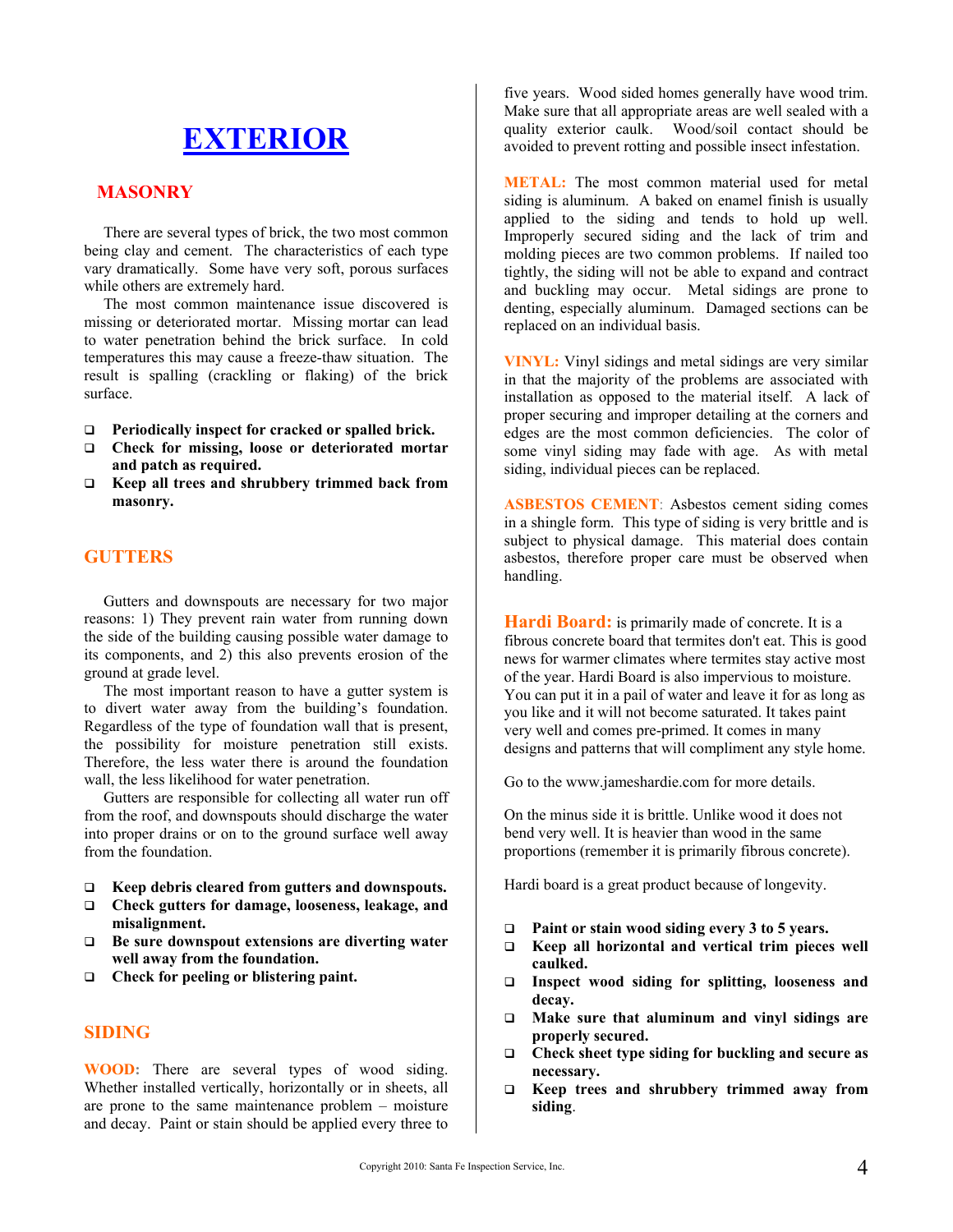# EXTERIOR

## MASONRY

There are several types of brick, the two most common being clay and cement. The characteristics of each type vary dramatically. Some have very soft, porous surfaces while others are extremely hard.

The most common maintenance issue discovered is missing or deteriorated mortar. Missing mortar can lead to water penetration behind the brick surface. In cold temperatures this may cause a freeze-thaw situation. The result is spalling (crackling or flaking) of the brick surface.

- **Periodically inspect for cracked or spalled brick.**
- **Check for missing, loose or deteriorated mortar and patch as required.**
- **Keep all trees and shrubbery trimmed back from masonry.**

## GUTTERS

Gutters and downspouts are necessary for two major reasons: 1) They prevent rain water from running down the side of the building causing possible water damage to its components, and 2) this also prevents erosion of the ground at grade level.

The most important reason to have a gutter system is to divert water away from the building's foundation. Regardless of the type of foundation wall that is present, the possibility for moisture penetration still exists. Therefore, the less water there is around the foundation wall, the less likelihood for water penetration.

Gutters are responsible for collecting all water run off from the roof, and downspouts should discharge the water into proper drains or on to the ground surface well away from the foundation.

- **Keep debris cleared from gutters and downspouts.**
- **Check gutters for damage, looseness, leakage, and misalignment.**
- **Be sure downspout extensions are diverting water well away from the foundation.**
- **Check for peeling or blistering paint.**

## SIDING

**WOOD:** There are several types of wood siding. Whether installed vertically, horizontally or in sheets, all are prone to the same maintenance problem – moisture and decay. Paint or stain should be applied every three to five years. Wood sided homes generally have wood trim. Make sure that all appropriate areas are well sealed with a quality exterior caulk. Wood/soil contact should be avoided to prevent rotting and possible insect infestation.

**METAL:** The most common material used for metal siding is aluminum. A baked on enamel finish is usually applied to the siding and tends to hold up well. Improperly secured siding and the lack of trim and molding pieces are two common problems. If nailed too tightly, the siding will not be able to expand and contract and buckling may occur. Metal sidings are prone to denting, especially aluminum. Damaged sections can be replaced on an individual basis.

**VINYL:** Vinyl sidings and metal sidings are very similar in that the majority of the problems are associated with installation as opposed to the material itself. A lack of proper securing and improper detailing at the corners and edges are the most common deficiencies. The color of some vinyl siding may fade with age. As with metal siding, individual pieces can be replaced.

**ASBESTOS CEMENT**: Asbestos cement siding comes in a shingle form. This type of siding is very brittle and is subject to physical damage. This material does contain asbestos, therefore proper care must be observed when handling.

**Hardi Board:** is primarily made of concrete. It is a fibrous concrete board that termites don't eat. This is good news for warmer climates where termites stay active most of the year. Hardi Board is also impervious to moisture. You can put it in a pail of water and leave it for as long as you like and it will not become saturated. It takes paint very well and comes pre-primed. It comes in many designs and patterns that will compliment any style home.

Go to the www.jameshardie.com for more details.

On the minus side it is brittle. Unlike wood it does not bend very well. It is heavier than wood in the same proportions (remember it is primarily fibrous concrete).

Hardi board is a great product because of longevity.

- **Paint or stain wood siding every 3 to 5 years.**
- **Keep all horizontal and vertical trim pieces well caulked.**
- **Inspect wood siding for splitting, looseness and decay.**
- **Make sure that aluminum and vinyl sidings are properly secured.**
- **Check sheet type siding for buckling and secure as necessary.**
- **Keep trees and shrubbery trimmed away from siding.**

Copyright 2010: Santa Fe Inspection Service, Inc.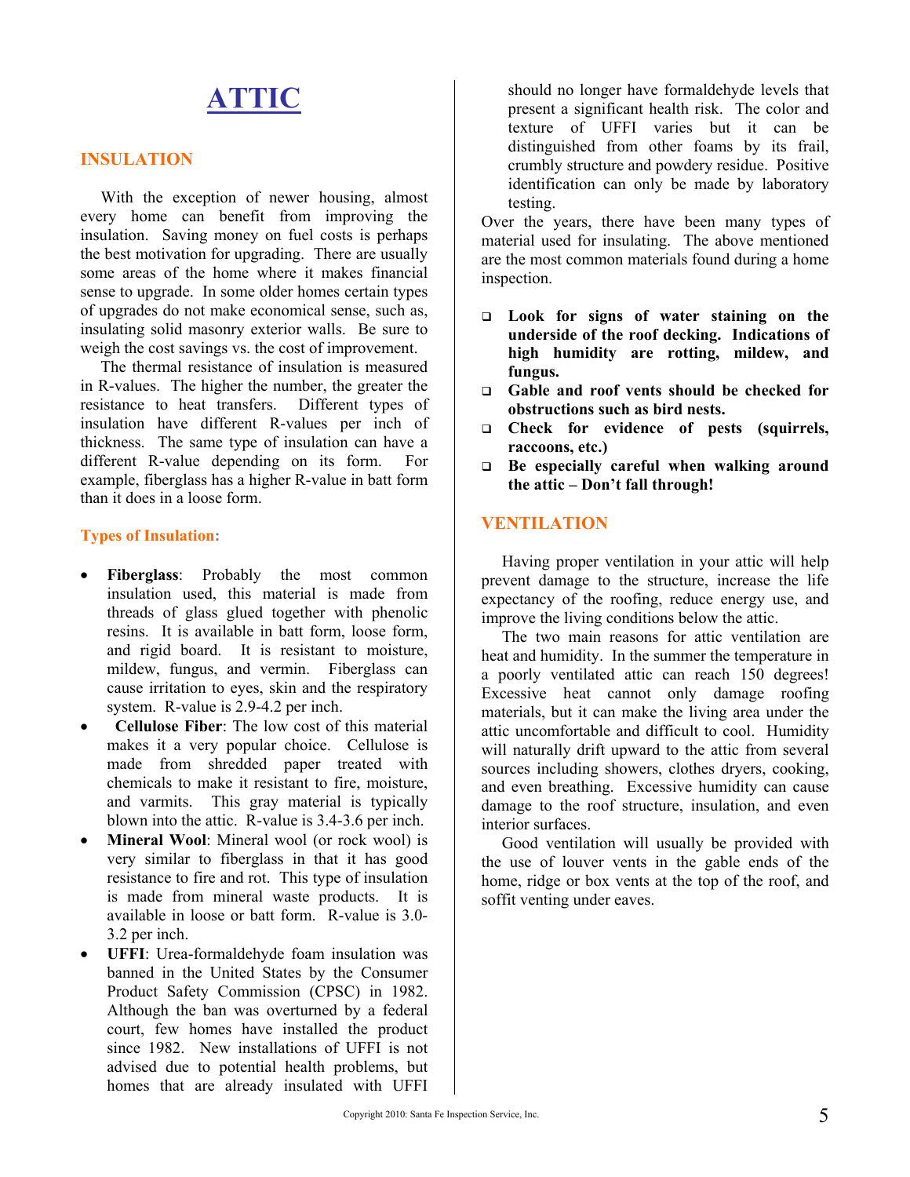# ATTIC

## INSULATION

With the exception of newer housing, almost every home can benefit from improving the insulation. Saving money on fuel costs is perhaps the best motivation for upgrading. There are usually some areas of the home where it makes financial sense to upgrade. In some older homes certain types of upgrades do not make economical sense, such as, insulating solid masonry exterior walls. Be sure to weigh the cost savings vs. the cost of improvement.

The thermal resistance of insulation is measured in R-values. The higher the number, the greater the resistance to heat transfers. Different types of insulation have different R-values per inch of thickness. The same type of insulation can have a different R-value depending on its form. For example, fiberglass has a higher R-value in batt form than it does in a loose form.

### Types of Insulation:

- **Fiberglass**: Probably the most common insulation used, this material is made from threads of glass glued together with phenolic resins. It is available in batt form, loose form, and rigid board. It is resistant to moisture, mildew, fungus, and vermin. Fiberglass can cause irritation to eyes, skin and the respiratory system. R-value is 2.9-4.2 per inch.
- **Cellulose Fiber**: The low cost of this material makes it a very popular choice. Cellulose is made from shredded paper treated with chemicals to make it resistant to fire, moisture, and varmits. This gray material is typically blown into the attic. R-value is 3.4-3.6 per inch.
- **Mineral Wool**: Mineral wool (or rock wool) is very similar to fiberglass in that it has good resistance to fire and rot. This type of insulation is made from mineral waste products. It is available in loose or batt form. R-value is 3.0-3.2 per inch.
- **UFFI**: Urea-formaldehyde foam insulation was banned in the United States by the Consumer Product Safety Commission (CPSC) in 1982. Although the ban was overturned by a federal court, few homes have installed the product since 1982. New installations of UFFI is not advised due to potential health problems, but homes that are already insulated with UFFI should no longer have formaldehyde levels that present a significant health risk. The color and texture of UFFI varies but it can be distinguished from other foams by its frail, crumbly structure and powdery residue. Positive identification can only be made by laboratory testing.

Over the years, there have been many types of material used for insulating. The above mentioned are the most common materials found during a home inspection.

- **Look for signs of water staining on the underside of the roof decking. Indications of high humidity are rotting, mildew, and fungus.**
- **Gable and roof vents should be checked for obstructions such as bird nests.**
- **Check for evidence of pests (squirrels, raccoons, etc.)**
- **Be especially careful when walking around the attic – Don't fall through!**

## VENTILATION

Having proper ventilation in your attic will help prevent damage to the structure, increase the life expectancy of the roofing, reduce energy use, and improve the living conditions below the attic.

The two main reasons for attic ventilation are heat and humidity. In the summer the temperature in a poorly ventilated attic can reach 150 degrees! Excessive heat cannot only damage roofing materials, but it can make the living area under the attic uncomfortable and difficult to cool. Humidity will naturally drift upward to the attic from several sources including showers, clothes dryers, cooking, and even breathing. Excessive humidity can cause damage to the roof structure, insulation, and even interior surfaces.

Good ventilation will usually be provided with the use of louver vents in the gable ends of the home, ridge or box vents at the top of the roof, and soffit venting under eaves.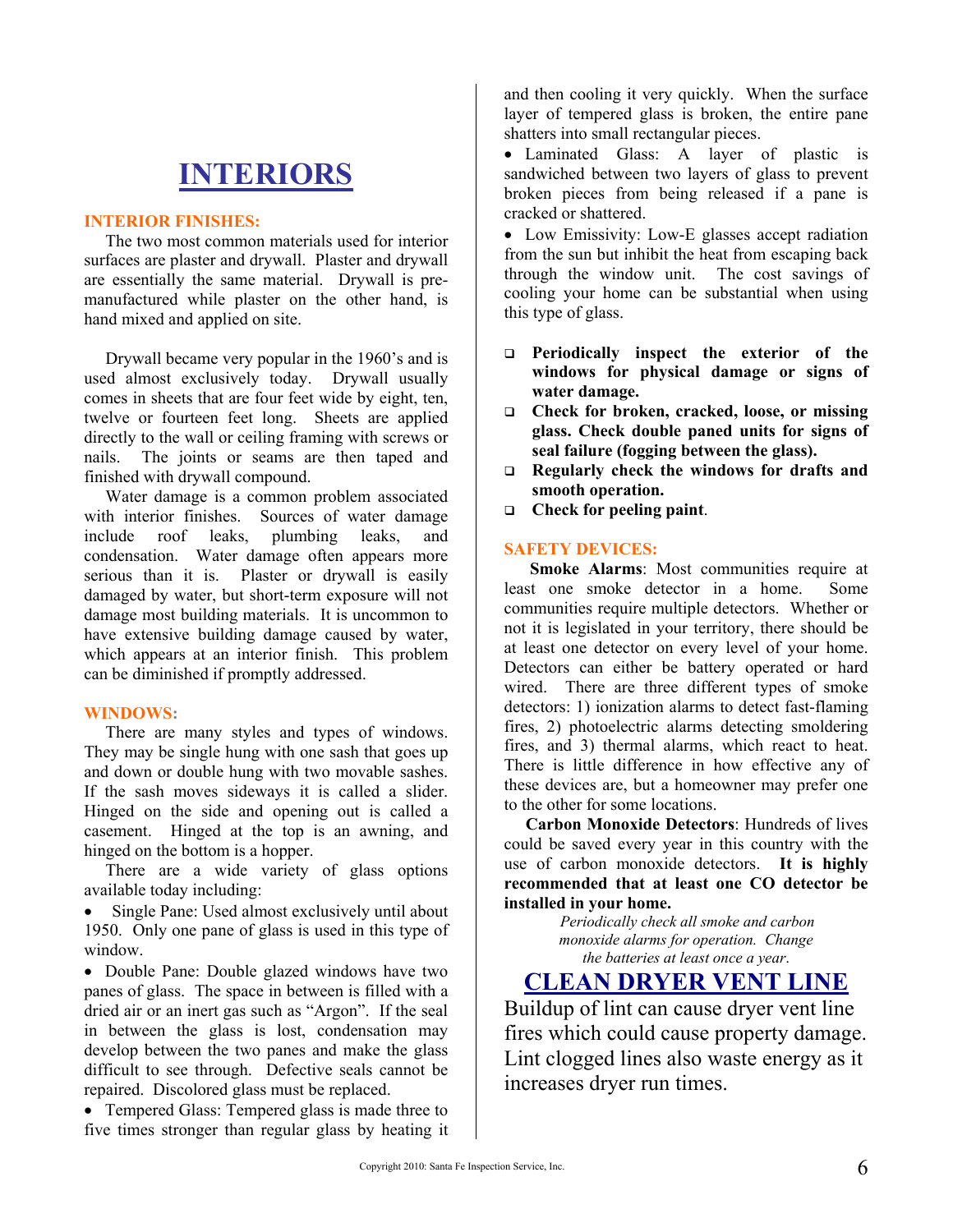# INTERIORS

## INTERIOR FINISHES:

The two most common materials used for interior surfaces are plaster and drywall. Plaster and drywall are essentially the same material. Drywall is pre-manufactured while plaster on the other hand, is hand mixed and applied on site.

Drywall became very popular in the 1960's and is used almost exclusively today. Drywall usually comes in sheets that are four feet wide by eight, ten, twelve or fourteen feet long. Sheets are applied directly to the wall or ceiling framing with screws or nails. The joints or seams are then taped and finished with drywall compound.

Water damage is a common problem associated with interior finishes. Sources of water damage include roof leaks, plumbing leaks, and condensation. Water damage often appears more serious than it is. Plaster or drywall is easily damaged by water, but short-term exposure will not damage most building materials. It is uncommon to have extensive building damage caused by water, which appears at an interior finish. This problem can be diminished if promptly addressed.

## WINDOWS:

There are many styles and types of windows. They may be single hung with one sash that goes up and down or double hung with two movable sashes. If the sash moves sideways it is called a slider. Hinged on the side and opening out is called a casement. Hinged at the top is an awning, and hinged on the bottom is a hopper.

There are a wide variety of glass options available today including:

- Single Pane: Used almost exclusively until about 1950. Only one pane of glass is used in this type of window.
- Double Pane: Double glazed windows have two panes of glass. The space in between is filled with a dried air or an inert gas such as "Argon". If the seal in between the glass is lost, condensation may develop between the two panes and make the glass difficult to see through. Defective seals cannot be repaired. Discolored glass must be replaced.
- Tempered Glass: Tempered glass is made three to five times stronger than regular glass by heating it and then cooling it very quickly. When the surface layer of tempered glass is broken, the entire pane shatters into small rectangular pieces.
- Laminated Glass: A layer of plastic is sandwiched between two layers of glass to prevent broken pieces from being released if a pane is cracked or shattered.
- Low Emissivity: Low-E glasses accept radiation from the sun but inhibit the heat from escaping back through the window unit. The cost savings of cooling your home can be substantial when using this type of glass.

- ❑ **Periodically inspect the exterior of the windows for physical damage or signs of water damage.**
- ❑ **Check for broken, cracked, loose, or missing glass. Check double paned units for signs of seal failure (fogging between the glass).**
- ❑ **Regularly check the windows for drafts and smooth operation.**
- ❑ **Check for peeling paint**.

## SAFETY DEVICES:

**Smoke Alarms**: Most communities require at least one smoke detector in a home. Some communities require multiple detectors. Whether or not it is legislated in your territory, there should be at least one detector on every level of your home. Detectors can either be battery operated or hard wired. There are three different types of smoke detectors: 1) ionization alarms to detect fast-flaming fires, 2) photoelectric alarms detecting smoldering fires, and 3) thermal alarms, which react to heat. There is little difference in how effective any of these devices are, but a homeowner may prefer one to the other for some locations.

**Carbon Monoxide Detectors**: Hundreds of lives could be saved every year in this country with the use of carbon monoxide detectors. **It is highly recommended that at least one CO detector be installed in your home.**

*Periodically check all smoke and carbon monoxide alarms for operation. Change the batteries at least once a year.*

# CLEAN DRYER VENT LINE

Buildup of lint can cause dryer vent line fires which could cause property damage. Lint clogged lines also waste energy as it increases dryer run times.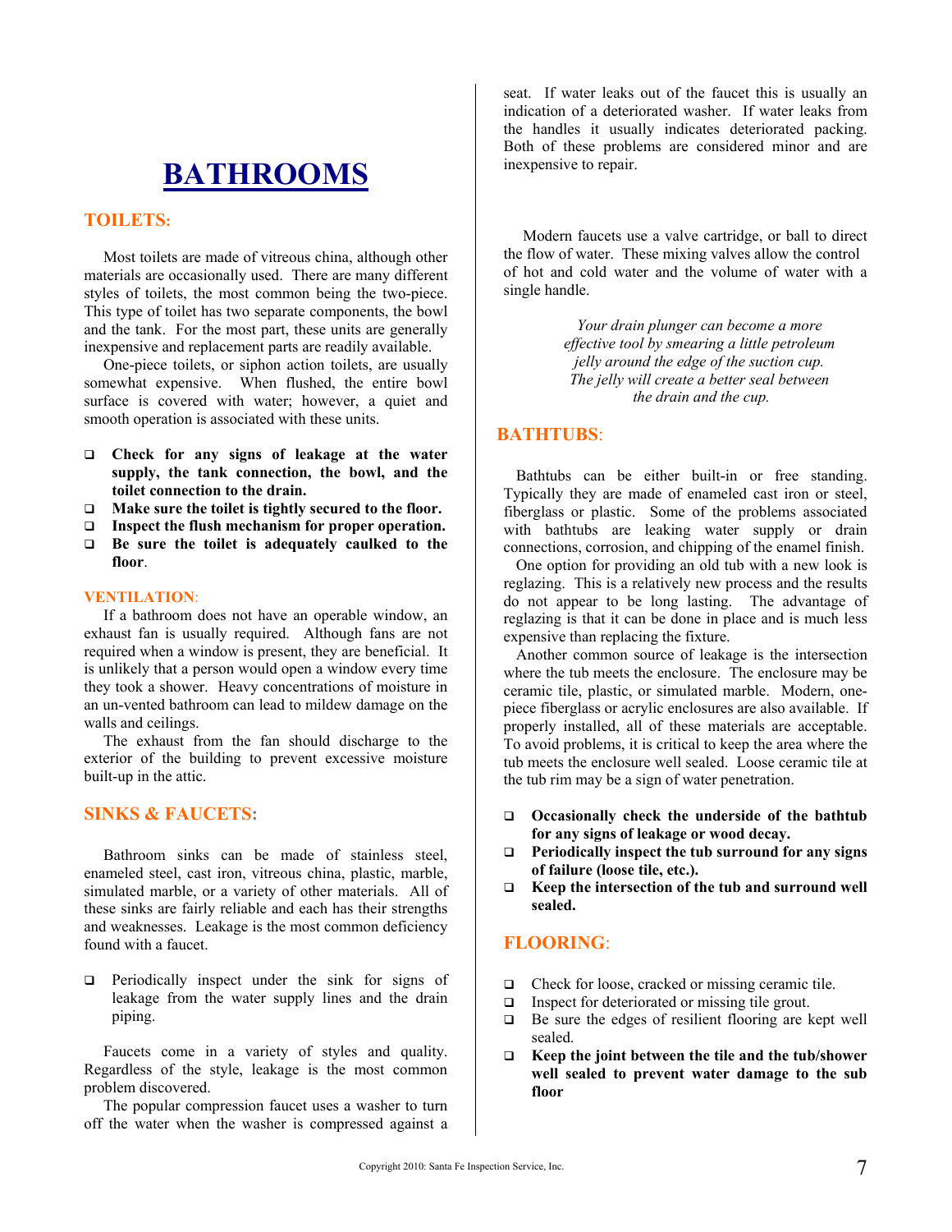# BATHROOMS

## TOILETS:

Most toilets are made of vitreous china, although other materials are occasionally used. There are many different styles of toilets, the most common being the two-piece. This type of toilet has two separate components, the bowl and the tank. For the most part, these units are generally inexpensive and replacement parts are readily available.

One-piece toilets, or siphon action toilets, are usually somewhat expensive. When flushed, the entire bowl surface is covered with water; however, a quiet and smooth operation is associated with these units.

- **Check for any signs of leakage at the water supply, the tank connection, the bowl, and the toilet connection to the drain.**
- **Make sure the toilet is tightly secured to the floor.**
- **Inspect the flush mechanism for proper operation.**
- **Be sure the toilet is adequately caulked to the floor.**

### VENTILATION:

If a bathroom does not have an operable window, an exhaust fan is usually required. Although fans are not required when a window is present, they are beneficial. It is unlikely that a person would open a window every time they took a shower. Heavy concentrations of moisture in an un-vented bathroom can lead to mildew damage on the walls and ceilings.

The exhaust from the fan should discharge to the exterior of the building to prevent excessive moisture built-up in the attic.

## SINKS & FAUCETS:

Bathroom sinks can be made of stainless steel, enameled steel, cast iron, vitreous china, plastic, marble, simulated marble, or a variety of other materials. All of these sinks are fairly reliable and each has their strengths and weaknesses. Leakage is the most common deficiency found with a faucet.

- Periodically inspect under the sink for signs of leakage from the water supply lines and the drain piping.

Faucets come in a variety of styles and quality. Regardless of the style, leakage is the most common problem discovered.

The popular compression faucet uses a washer to turn off the water when the washer is compressed against a seat. If water leaks out of the faucet this is usually an indication of a deteriorated washer. If water leaks from the handles it usually indicates deteriorated packing. Both of these problems are considered minor and are inexpensive to repair.

Modern faucets use a valve cartridge, or ball to direct the flow of water. These mixing valves allow the control of hot and cold water and the volume of water with a single handle.

*Your drain plunger can become a more effective tool by smearing a little petroleum jelly around the edge of the suction cup. The jelly will create a better seal between the drain and the cup.*

## BATHTUBS:

Bathtubs can be either built-in or free standing. Typically they are made of enameled cast iron or steel, fiberglass or plastic. Some of the problems associated with bathtubs are leaking water supply or drain connections, corrosion, and chipping of the enamel finish.

One option for providing an old tub with a new look is reglazing. This is a relatively new process and the results do not appear to be long lasting. The advantage of reglazing is that it can be done in place and is much less expensive than replacing the fixture.

Another common source of leakage is the intersection where the tub meets the enclosure. The enclosure may be ceramic tile, plastic, or simulated marble. Modern, one-piece fiberglass or acrylic enclosures are also available. If properly installed, all of these materials are acceptable. To avoid problems, it is critical to keep the area where the tub meets the enclosure well sealed. Loose ceramic tile at the tub rim may be a sign of water penetration.

- **Occasionally check the underside of the bathtub for any signs of leakage or wood decay.**
- **Periodically inspect the tub surround for any signs of failure (loose tile, etc.).**
- **Keep the intersection of the tub and surround well sealed.**

## FLOORING:

- Check for loose, cracked or missing ceramic tile.
- Inspect for deteriorated or missing tile grout.
- Be sure the edges of resilient flooring are kept well sealed.
- **Keep the joint between the tile and the tub/shower well sealed to prevent water damage to the sub floor**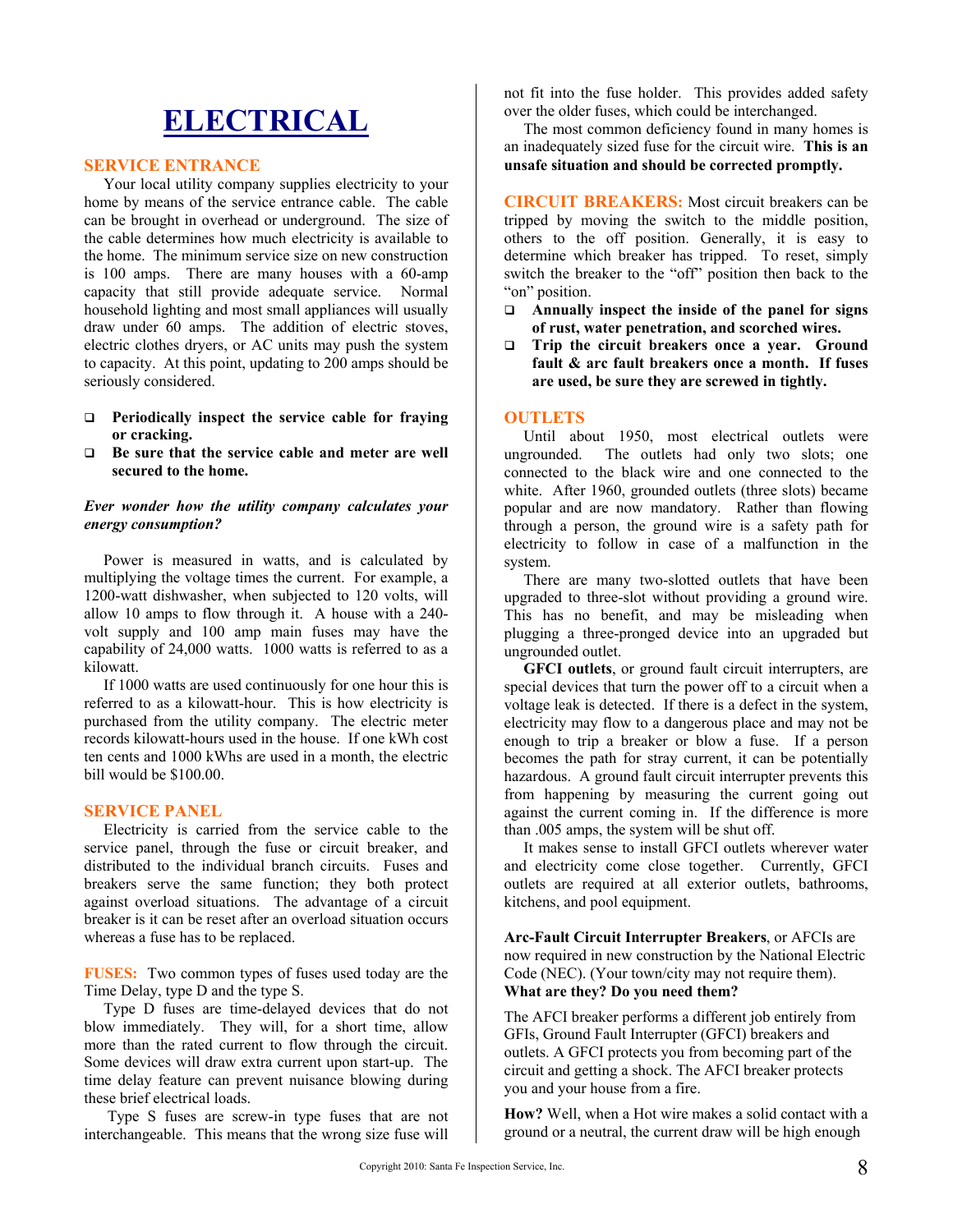# ELECTRICAL

## SERVICE ENTRANCE

Your local utility company supplies electricity to your home by means of the service entrance cable. The cable can be brought in overhead or underground. The size of the cable determines how much electricity is available to the home. The minimum service size on new construction is 100 amps. There are many houses with a 60-amp capacity that still provide adequate service. Normal household lighting and most small appliances will usually draw under 60 amps. The addition of electric stoves, electric clothes dryers, or AC units may push the system to capacity. At this point, updating to 200 amps should be seriously considered.

- **Periodically inspect the service cable for fraying or cracking.**
- **Be sure that the service cable and meter are well secured to the home.**

***Ever wonder how the utility company calculates your energy consumption?***

Power is measured in watts, and is calculated by multiplying the voltage times the current. For example, a 1200-watt dishwasher, when subjected to 120 volts, will allow 10 amps to flow through it. A house with a 240-volt supply and 100 amp main fuses may have the capability of 24,000 watts. 1000 watts is referred to as a kilowatt.

If 1000 watts are used continuously for one hour this is referred to as a kilowatt-hour. This is how electricity is purchased from the utility company. The electric meter records kilowatt-hours used in the house. If one kWh cost ten cents and 1000 kWhs are used in a month, the electric bill would be $100.00.

## SERVICE PANEL

Electricity is carried from the service cable to the service panel, through the fuse or circuit breaker, and distributed to the individual branch circuits. Fuses and breakers serve the same function; they both protect against overload situations. The advantage of a circuit breaker is it can be reset after an overload situation occurs whereas a fuse has to be replaced.

**FUSES:** Two common types of fuses used today are the Time Delay, type D and the type S.

Type D fuses are time-delayed devices that do not blow immediately. They will, for a short time, allow more than the rated current to flow through the circuit. Some devices will draw extra current upon start-up. The time delay feature can prevent nuisance blowing during these brief electrical loads.

Type S fuses are screw-in type fuses that are not interchangeable. This means that the wrong size fuse will not fit into the fuse holder. This provides added safety over the older fuses, which could be interchanged.

The most common deficiency found in many homes is an inadequately sized fuse for the circuit wire. **This is an unsafe situation and should be corrected promptly.**

**CIRCUIT BREAKERS:** Most circuit breakers can be tripped by moving the switch to the middle position, others to the off position. Generally, it is easy to determine which breaker has tripped. To reset, simply switch the breaker to the "off" position then back to the "on" position.

- **Annually inspect the inside of the panel for signs of rust, water penetration, and scorched wires.**
- **Trip the circuit breakers once a year. Ground fault & arc fault breakers once a month. If fuses are used, be sure they are screwed in tightly.**

## OUTLETS

Until about 1950, most electrical outlets were ungrounded. The outlets had only two slots; one connected to the black wire and one connected to the white. After 1960, grounded outlets (three slots) became popular and are now mandatory. Rather than flowing through a person, the ground wire is a safety path for electricity to follow in case of a malfunction in the system.

There are many two-slotted outlets that have been upgraded to three-slot without providing a ground wire. This has no benefit, and may be misleading when plugging a three-pronged device into an upgraded but ungrounded outlet.

**GFCI outlets**, or ground fault circuit interrupters, are special devices that turn the power off to a circuit when a voltage leak is detected. If there is a defect in the system, electricity may flow to a dangerous place and may not be enough to trip a breaker or blow a fuse. If a person becomes the path for stray current, it can be potentially hazardous. A ground fault circuit interrupter prevents this from happening by measuring the current going out against the current coming in. If the difference is more than .005 amps, the system will be shut off.

It makes sense to install GFCI outlets wherever water and electricity come close together. Currently, GFCI outlets are required at all exterior outlets, bathrooms, kitchens, and pool equipment.

**Arc-Fault Circuit Interrupter Breakers**, or AFCIs are now required in new construction by the National Electric Code (NEC). (Your town/city may not require them). **What are they? Do you need them?**

The AFCI breaker performs a different job entirely from GFIs, Ground Fault Interrupter (GFCI) breakers and outlets. A GFCI protects you from becoming part of the circuit and getting a shock. The AFCI breaker protects you and your house from a fire.

**How?** Well, when a Hot wire makes a solid contact with a ground or a neutral, the current draw will be high enough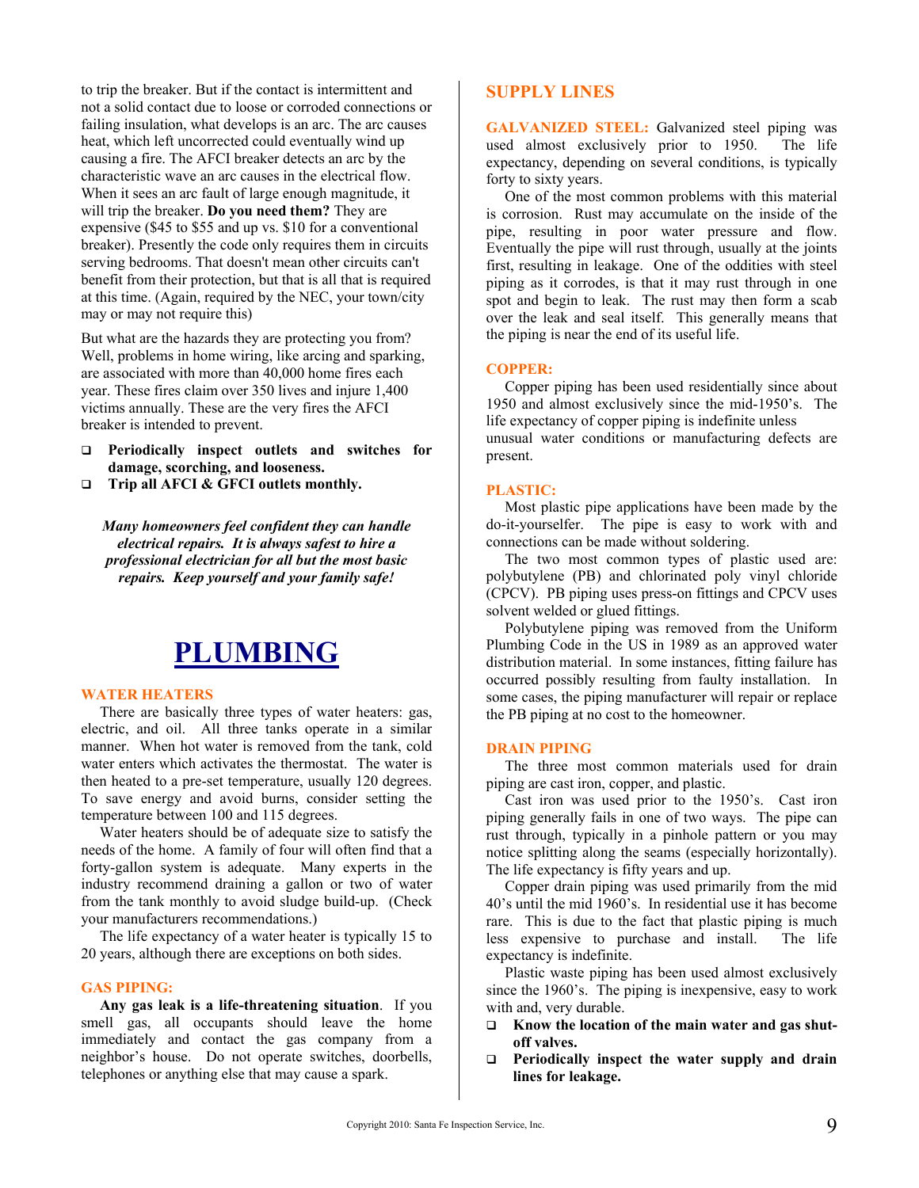to trip the breaker. But if the contact is intermittent and not a solid contact due to loose or corroded connections or failing insulation, what develops is an arc. The arc causes heat, which left uncorrected could eventually wind up causing a fire. The AFCI breaker detects an arc by the characteristic wave an arc causes in the electrical flow. When it sees an arc fault of large enough magnitude, it will trip the breaker. **Do you need them?** They are expensive ($45 to $55 and up vs. $10 for a conventional breaker). Presently the code only requires them in circuits serving bedrooms. That doesn't mean other circuits can't benefit from their protection, but that is all that is required at this time. (Again, required by the NEC, your town/city may or may not require this)

But what are the hazards they are protecting you from? Well, problems in home wiring, like arcing and sparking, are associated with more than 40,000 home fires each year. These fires claim over 350 lives and injure 1,400 victims annually. These are the very fires the AFCI breaker is intended to prevent.

- **Periodically inspect outlets and switches for damage, scorching, and looseness.**
- **Trip all AFCI & GFCI outlets monthly.**

***Many homeowners feel confident they can handle electrical repairs. It is always safest to hire a professional electrician for all but the most basic repairs. Keep yourself and your family safe!***

# PLUMBING

## WATER HEATERS

There are basically three types of water heaters: gas, electric, and oil. All three tanks operate in a similar manner. When hot water is removed from the tank, cold water enters which activates the thermostat. The water is then heated to a pre-set temperature, usually 120 degrees. To save energy and avoid burns, consider setting the temperature between 100 and 115 degrees.

Water heaters should be of adequate size to satisfy the needs of the home. A family of four will often find that a forty-gallon system is adequate. Many experts in the industry recommend draining a gallon or two of water from the tank monthly to avoid sludge build-up. (Check your manufacturers recommendations.)

The life expectancy of a water heater is typically 15 to 20 years, although there are exceptions on both sides.

## GAS PIPING:

**Any gas leak is a life-threatening situation**. If you smell gas, all occupants should leave the home immediately and contact the gas company from a neighbor's house. Do not operate switches, doorbells, telephones or anything else that may cause a spark.

## SUPPLY LINES

**GALVANIZED STEEL:** Galvanized steel piping was used almost exclusively prior to 1950. The life expectancy, depending on several conditions, is typically forty to sixty years.

One of the most common problems with this material is corrosion. Rust may accumulate on the inside of the pipe, resulting in poor water pressure and flow. Eventually the pipe will rust through, usually at the joints first, resulting in leakage. One of the oddities with steel piping as it corrodes, is that it may rust through in one spot and begin to leak. The rust may then form a scab over the leak and seal itself. This generally means that the piping is near the end of its useful life.

### COPPER:

Copper piping has been used residentially since about 1950 and almost exclusively since the mid-1950's. The life expectancy of copper piping is indefinite unless unusual water conditions or manufacturing defects are present.

### PLASTIC:

Most plastic pipe applications have been made by the do-it-yourselfer. The pipe is easy to work with and connections can be made without soldering.

The two most common types of plastic used are: polybutylene (PB) and chlorinated poly vinyl chloride (CPCV). PB piping uses press-on fittings and CPCV uses solvent welded or glued fittings.

Polybutylene piping was removed from the Uniform Plumbing Code in the US in 1989 as an approved water distribution material. In some instances, fitting failure has occurred possibly resulting from faulty installation. In some cases, the piping manufacturer will repair or replace the PB piping at no cost to the homeowner.

## DRAIN PIPING

The three most common materials used for drain piping are cast iron, copper, and plastic.

Cast iron was used prior to the 1950's. Cast iron piping generally fails in one of two ways. The pipe can rust through, typically in a pinhole pattern or you may notice splitting along the seams (especially horizontally). The life expectancy is fifty years and up.

Copper drain piping was used primarily from the mid 40's until the mid 1960's. In residential use it has become rare. This is due to the fact that plastic piping is much less expensive to purchase and install. The life expectancy is indefinite.

Plastic waste piping has been used almost exclusively since the 1960's. The piping is inexpensive, easy to work with and, very durable.

- **Know the location of the main water and gas shut-off valves.**
- **Periodically inspect the water supply and drain lines for leakage.**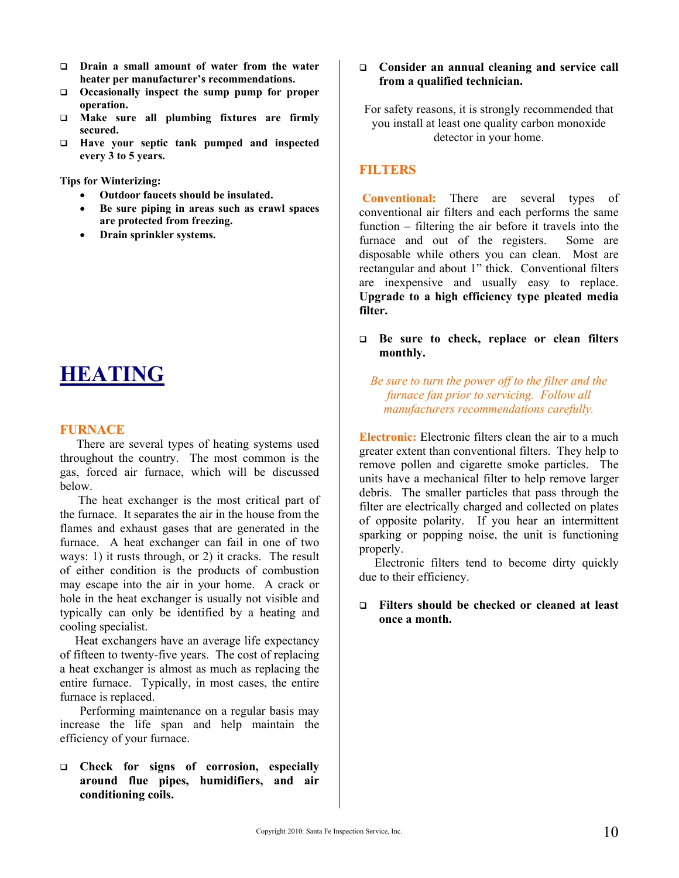- **Drain a small amount of water from the water heater per manufacturer's recommendations.**
- **Occasionally inspect the sump pump for proper operation.**
- **Make sure all plumbing fixtures are firmly secured.**
- **Have your septic tank pumped and inspected every 3 to 5 years.**

**Tips for Winterizing:**

- **Outdoor faucets should be insulated.**
- **Be sure piping in areas such as crawl spaces are protected from freezing.**
- **Drain sprinkler systems.**

# HEATING

## FURNACE

There are several types of heating systems used throughout the country. The most common is the gas, forced air furnace, which will be discussed below.

The heat exchanger is the most critical part of the furnace. It separates the air in the house from the flames and exhaust gases that are generated in the furnace. A heat exchanger can fail in one of two ways: 1) it rusts through, or 2) it cracks. The result of either condition is the products of combustion may escape into the air in your home. A crack or hole in the heat exchanger is usually not visible and typically can only be identified by a heating and cooling specialist.

Heat exchangers have an average life expectancy of fifteen to twenty-five years. The cost of replacing a heat exchanger is almost as much as replacing the entire furnace. Typically, in most cases, the entire furnace is replaced.

Performing maintenance on a regular basis may increase the life span and help maintain the efficiency of your furnace.

- **Check for signs of corrosion, especially around flue pipes, humidifiers, and air conditioning coils.**
- **Consider an annual cleaning and service call from a qualified technician.**

For safety reasons, it is strongly recommended that you install at least one quality carbon monoxide detector in your home.

## FILTERS

**Conventional:** There are several types of conventional air filters and each performs the same function – filtering the air before it travels into the furnace and out of the registers. Some are disposable while others you can clean. Most are rectangular and about 1" thick. Conventional filters are inexpensive and usually easy to replace. **Upgrade to a high efficiency type pleated media filter.**

- **Be sure to check, replace or clean filters monthly.**

*Be sure to turn the power off to the filter and the furnace fan prior to servicing. Follow all manufacturers recommendations carefully.*

**Electronic:** Electronic filters clean the air to a much greater extent than conventional filters. They help to remove pollen and cigarette smoke particles. The units have a mechanical filter to help remove larger debris. The smaller particles that pass through the filter are electrically charged and collected on plates of opposite polarity. If you hear an intermittent sparking or popping noise, the unit is functioning properly.

Electronic filters tend to become dirty quickly due to their efficiency.

- **Filters should be checked or cleaned at least once a month.**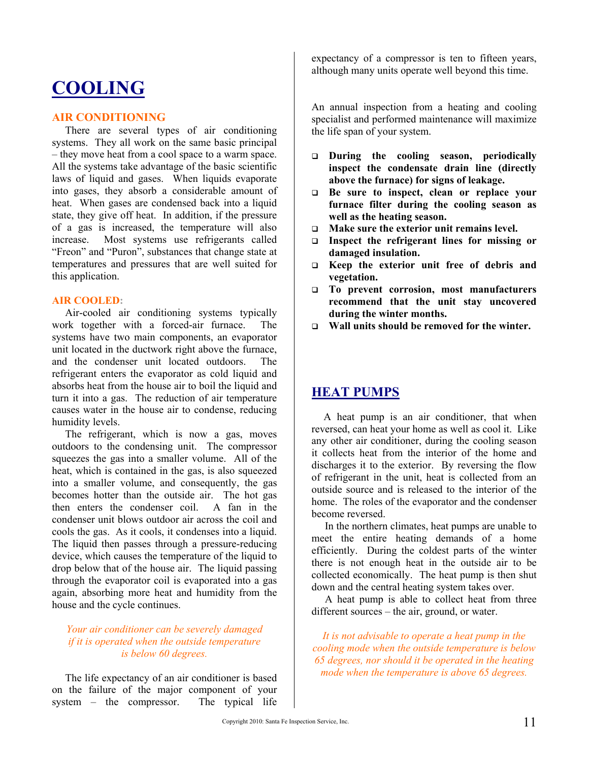# COOLING

### AIR CONDITIONING

There are several types of air conditioning systems. They all work on the same basic principal – they move heat from a cool space to a warm space. All the systems take advantage of the basic scientific laws of liquid and gases. When liquids evaporate into gases, they absorb a considerable amount of heat. When gases are condensed back into a liquid state, they give off heat. In addition, if the pressure of a gas is increased, the temperature will also increase. Most systems use refrigerants called "Freon" and "Puron", substances that change state at temperatures and pressures that are well suited for this application.

### AIR COOLED:

Air-cooled air conditioning systems typically work together with a forced-air furnace. The systems have two main components, an evaporator unit located in the ductwork right above the furnace, and the condenser unit located outdoors. The refrigerant enters the evaporator as cold liquid and absorbs heat from the house air to boil the liquid and turn it into a gas. The reduction of air temperature causes water in the house air to condense, reducing humidity levels.

The refrigerant, which is now a gas, moves outdoors to the condensing unit. The compressor squeezes the gas into a smaller volume. All of the heat, which is contained in the gas, is also squeezed into a smaller volume, and consequently, the gas becomes hotter than the outside air. The hot gas then enters the condenser coil. A fan in the condenser unit blows outdoor air across the coil and cools the gas. As it cools, it condenses into a liquid. The liquid then passes through a pressure-reducing device, which causes the temperature of the liquid to drop below that of the house air. The liquid passing through the evaporator coil is evaporated into a gas again, absorbing more heat and humidity from the house and the cycle continues.

*Your air conditioner can be severely damaged if it is operated when the outside temperature is below 60 degrees.*

The life expectancy of an air conditioner is based on the failure of the major component of your system – the compressor. The typical life expectancy of a compressor is ten to fifteen years, although many units operate well beyond this time.

An annual inspection from a heating and cooling specialist and performed maintenance will maximize the life span of your system.

- **During the cooling season, periodically inspect the condensate drain line (directly above the furnace) for signs of leakage.**
- **Be sure to inspect, clean or replace your furnace filter during the cooling season as well as the heating season.**
- **Make sure the exterior unit remains level.**
- **Inspect the refrigerant lines for missing or damaged insulation.**
- **Keep the exterior unit free of debris and vegetation.**
- **To prevent corrosion, most manufacturers recommend that the unit stay uncovered during the winter months.**
- **Wall units should be removed for the winter.**

# HEAT PUMPS

A heat pump is an air conditioner, that when reversed, can heat your home as well as cool it. Like any other air conditioner, during the cooling season it collects heat from the interior of the home and discharges it to the exterior. By reversing the flow of refrigerant in the unit, heat is collected from an outside source and is released to the interior of the home. The roles of the evaporator and the condenser become reversed.

In the northern climates, heat pumps are unable to meet the entire heating demands of a home efficiently. During the coldest parts of the winter there is not enough heat in the outside air to be collected economically. The heat pump is then shut down and the central heating system takes over.

A heat pump is able to collect heat from three different sources – the air, ground, or water.

*It is not advisable to operate a heat pump in the cooling mode when the outside temperature is below 65 degrees, nor should it be operated in the heating mode when the temperature is above 65 degrees.*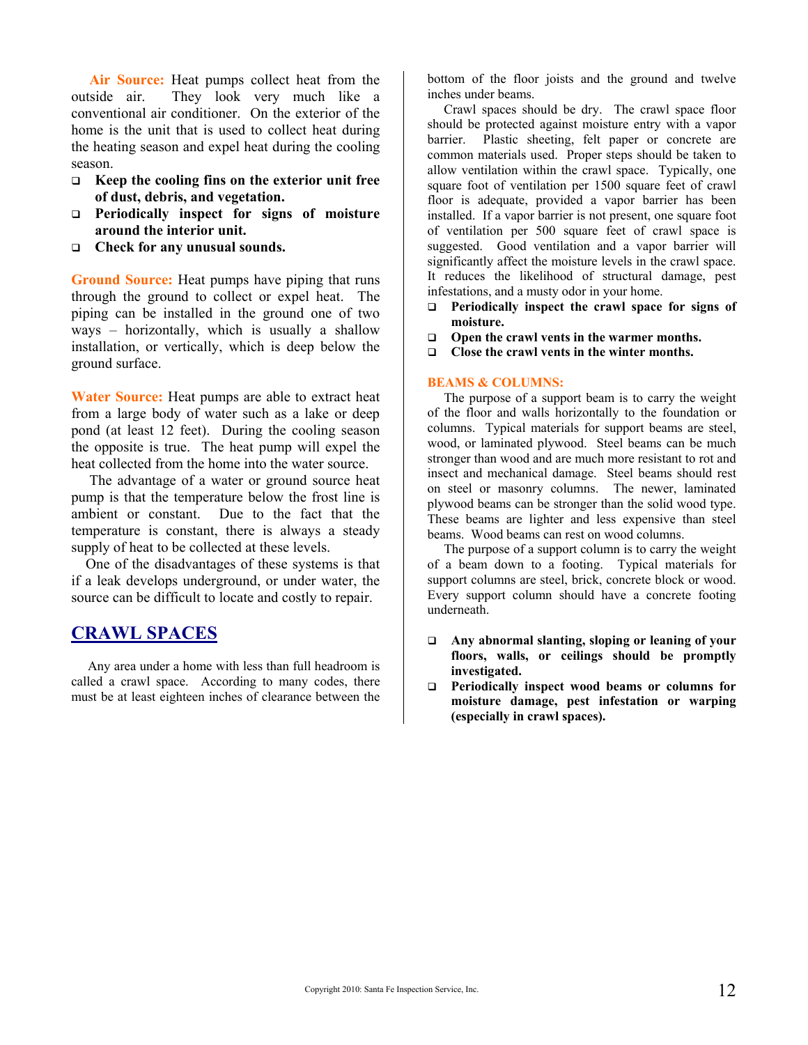**Air Source:** Heat pumps collect heat from the outside air. They look very much like a conventional air conditioner. On the exterior of the home is the unit that is used to collect heat during the heating season and expel heat during the cooling season.

- **Keep the cooling fins on the exterior unit free of dust, debris, and vegetation.**
- **Periodically inspect for signs of moisture around the interior unit.**
- **Check for any unusual sounds.**

**Ground Source:** Heat pumps have piping that runs through the ground to collect or expel heat. The piping can be installed in the ground one of two ways – horizontally, which is usually a shallow installation, or vertically, which is deep below the ground surface.

**Water Source:** Heat pumps are able to extract heat from a large body of water such as a lake or deep pond (at least 12 feet). During the cooling season the opposite is true. The heat pump will expel the heat collected from the home into the water source.

The advantage of a water or ground source heat pump is that the temperature below the frost line is ambient or constant. Due to the fact that the temperature is constant, there is always a steady supply of heat to be collected at these levels.

One of the disadvantages of these systems is that if a leak develops underground, or under water, the source can be difficult to locate and costly to repair.

## CRAWL SPACES

Any area under a home with less than full headroom is called a crawl space. According to many codes, there must be at least eighteen inches of clearance between the bottom of the floor joists and the ground and twelve inches under beams.

Crawl spaces should be dry. The crawl space floor should be protected against moisture entry with a vapor barrier. Plastic sheeting, felt paper or concrete are common materials used. Proper steps should be taken to allow ventilation within the crawl space. Typically, one square foot of ventilation per 1500 square feet of crawl floor is adequate, provided a vapor barrier has been installed. If a vapor barrier is not present, one square foot of ventilation per 500 square feet of crawl space is suggested. Good ventilation and a vapor barrier will significantly affect the moisture levels in the crawl space. It reduces the likelihood of structural damage, pest infestations, and a musty odor in your home.

- **Periodically inspect the crawl space for signs of moisture.**
- **Open the crawl vents in the warmer months.**
- **Close the crawl vents in the winter months.**

### BEAMS & COLUMNS:

The purpose of a support beam is to carry the weight of the floor and walls horizontally to the foundation or columns. Typical materials for support beams are steel, wood, or laminated plywood. Steel beams can be much stronger than wood and are much more resistant to rot and insect and mechanical damage. Steel beams should rest on steel or masonry columns. The newer, laminated plywood beams can be stronger than the solid wood type. These beams are lighter and less expensive than steel beams. Wood beams can rest on wood columns.

The purpose of a support column is to carry the weight of a beam down to a footing. Typical materials for support columns are steel, brick, concrete block or wood. Every support column should have a concrete footing underneath.

- **Any abnormal slanting, sloping or leaning of your floors, walls, or ceilings should be promptly investigated.**
- **Periodically inspect wood beams or columns for moisture damage, pest infestation or warping (especially in crawl spaces).**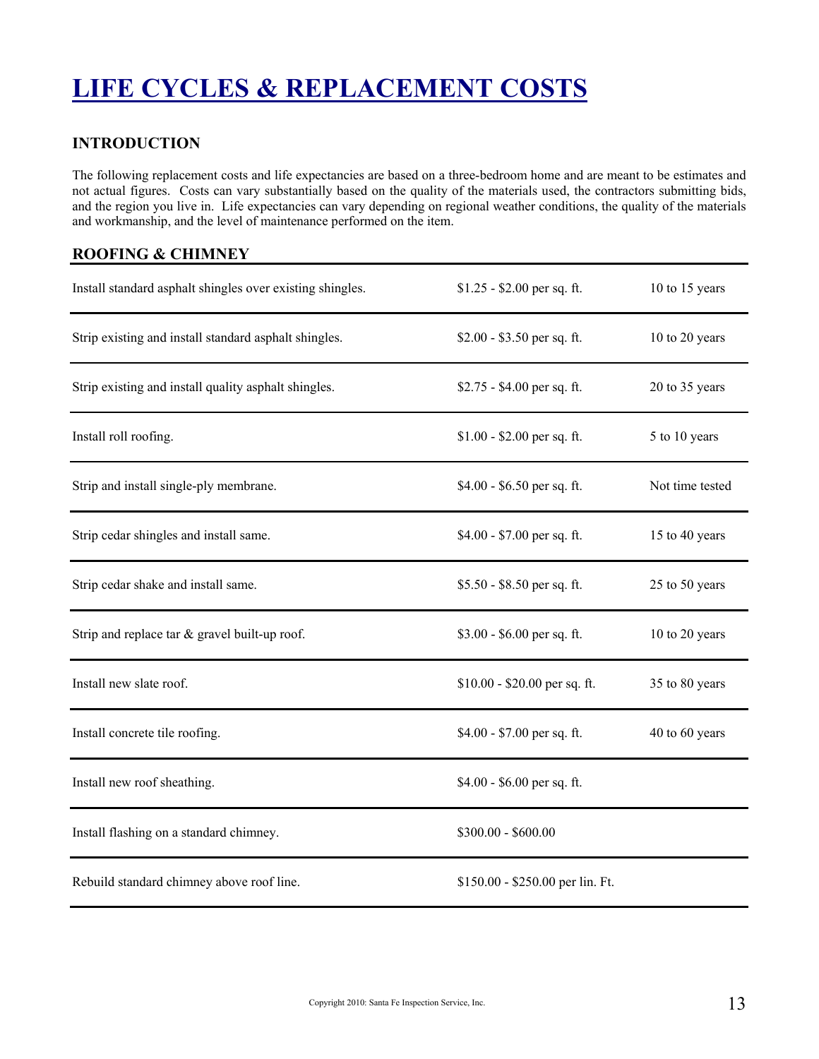# LIFE CYCLES & REPLACEMENT COSTS

## INTRODUCTION

The following replacement costs and life expectancies are based on a three-bedroom home and are meant to be estimates and not actual figures. Costs can vary substantially based on the quality of the materials used, the contractors submitting bids, and the region you live in. Life expectancies can vary depending on regional weather conditions, the quality of the materials and workmanship, and the level of maintenance performed on the item.

## ROOFING & CHIMNEY

| | | |
|---|---|---|
| Install standard asphalt shingles over existing shingles. | $1.25 - $2.00 per sq. ft. | 10 to 15 years |
| Strip existing and install standard asphalt shingles. | $2.00 - $3.50 per sq. ft. | 10 to 20 years |
| Strip existing and install quality asphalt shingles. | $2.75 - $4.00 per sq. ft. | 20 to 35 years |
| Install roll roofing. | $1.00 - $2.00 per sq. ft. | 5 to 10 years |
| Strip and install single-ply membrane. | $4.00 - $6.50 per sq. ft. | Not time tested |
| Strip cedar shingles and install same. | $4.00 - $7.00 per sq. ft. | 15 to 40 years |
| Strip cedar shake and install same. | $5.50 - $8.50 per sq. ft. | 25 to 50 years |
| Strip and replace tar & gravel built-up roof. | $3.00 - $6.00 per sq. ft. | 10 to 20 years |
| Install new slate roof. | $10.00 - $20.00 per sq. ft. | 35 to 80 years |
| Install concrete tile roofing. | $4.00 - $7.00 per sq. ft. | 40 to 60 years |
| Install new roof sheathing. | $4.00 - $6.00 per sq. ft. | |
| Install flashing on a standard chimney. | $300.00 - $600.00 | |
| Rebuild standard chimney above roof line. | $150.00 - $250.00 per lin. Ft. | |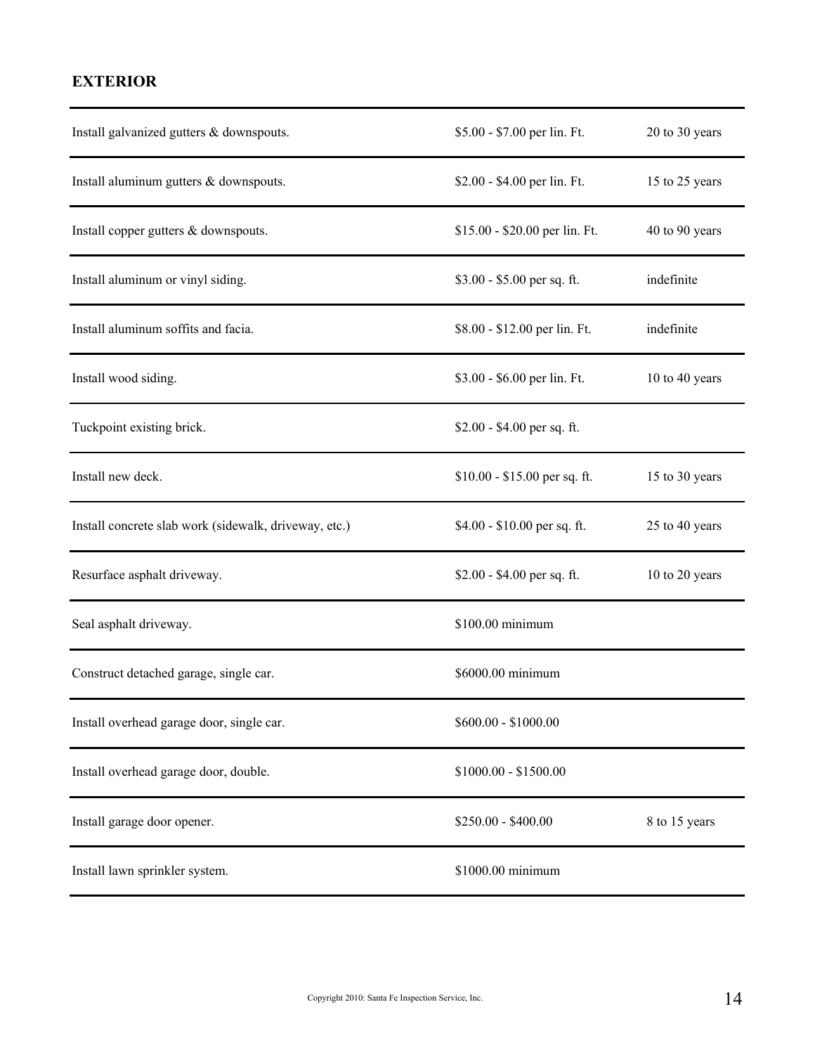## EXTERIOR

| | | |
|---|---|---|
| Install galvanized gutters & downspouts. | $5.00 - $7.00 per lin. Ft. | 20 to 30 years |
| Install aluminum gutters & downspouts. | $2.00 - $4.00 per lin. Ft. | 15 to 25 years |
| Install copper gutters & downspouts. | $15.00 - $20.00 per lin. Ft. | 40 to 90 years |
| Install aluminum or vinyl siding. | $3.00 - $5.00 per sq. ft. | indefinite |
| Install aluminum soffits and facia. | $8.00 - $12.00 per lin. Ft. | indefinite |
| Install wood siding. | $3.00 - $6.00 per lin. Ft. | 10 to 40 years |
| Tuckpoint existing brick. | $2.00 - $4.00 per sq. ft. | |
| Install new deck. | $10.00 - $15.00 per sq. ft. | 15 to 30 years |
| Install concrete slab work (sidewalk, driveway, etc.) | $4.00 - $10.00 per sq. ft. | 25 to 40 years |
| Resurface asphalt driveway. | $2.00 - $4.00 per sq. ft. | 10 to 20 years |
| Seal asphalt driveway. | $100.00 minimum | |
| Construct detached garage, single car. | $6000.00 minimum | |
| Install overhead garage door, single car. | $600.00 - $1000.00 | |
| Install overhead garage door, double. | $1000.00 - $1500.00 | |
| Install garage door opener. | $250.00 - $400.00 | 8 to 15 years |
| Install lawn sprinkler system. | $1000.00 minimum | |

Copyright 2010: Santa Fe Inspection Service, Inc.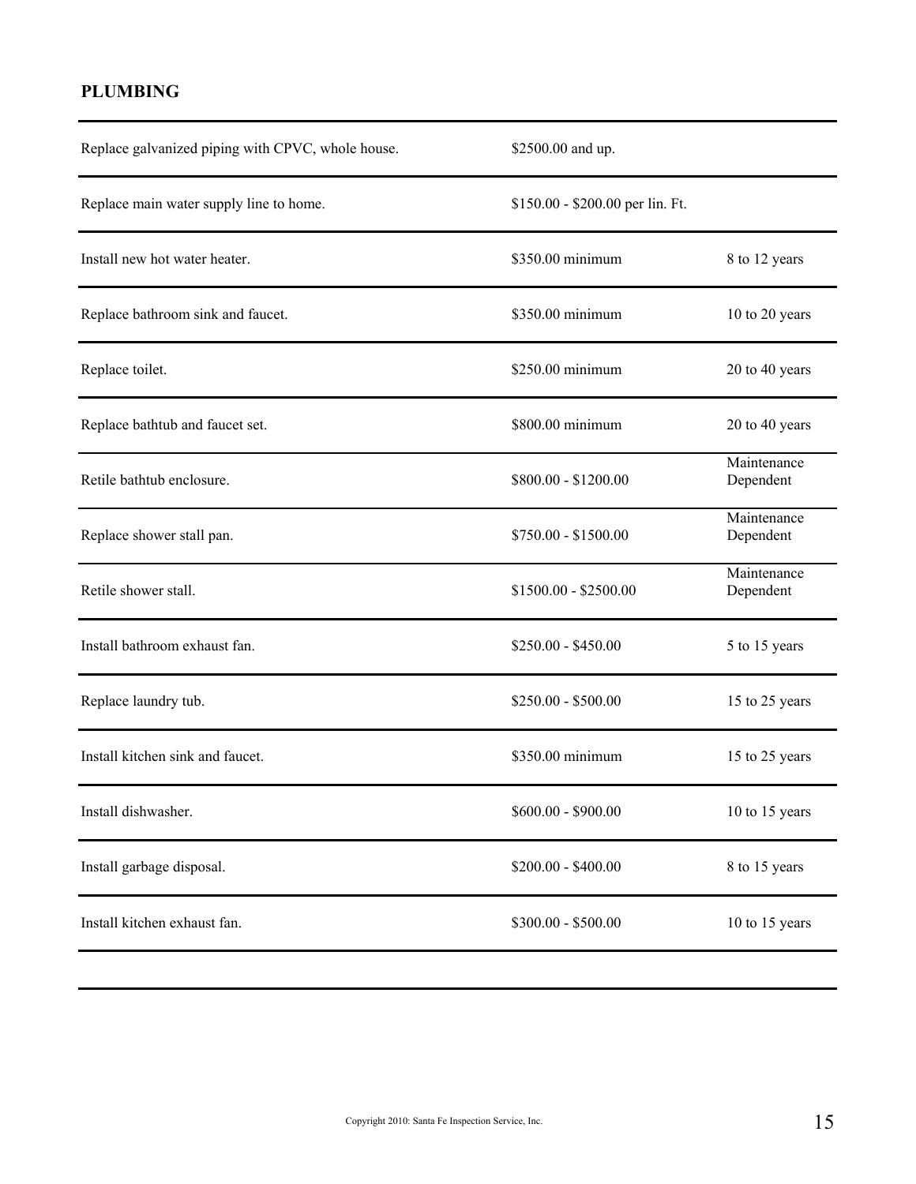## PLUMBING

| | | |
|---|---|---|
| Replace galvanized piping with CPVC, whole house. | $2500.00 and up. | |
| Replace main water supply line to home. | $150.00 - $200.00 per lin. Ft. | |
| Install new hot water heater. | $350.00 minimum | 8 to 12 years |
| Replace bathroom sink and faucet. | $350.00 minimum | 10 to 20 years |
| Replace toilet. | $250.00 minimum | 20 to 40 years |
| Replace bathtub and faucet set. | $800.00 minimum | 20 to 40 years |
| Retile bathtub enclosure. | $800.00 - $1200.00 | Maintenance Dependent |
| Replace shower stall pan. | $750.00 - $1500.00 | Maintenance Dependent |
| Retile shower stall. | $1500.00 - $2500.00 | Maintenance Dependent |
| Install bathroom exhaust fan. | $250.00 - $450.00 | 5 to 15 years |
| Replace laundry tub. | $250.00 - $500.00 | 15 to 25 years |
| Install kitchen sink and faucet. | $350.00 minimum | 15 to 25 years |
| Install dishwasher. | $600.00 - $900.00 | 10 to 15 years |
| Install garbage disposal. | $200.00 - $400.00 | 8 to 15 years |
| Install kitchen exhaust fan. | $300.00 - $500.00 | 10 to 15 years |

Copyright 2010: Santa Fe Inspection Service, Inc.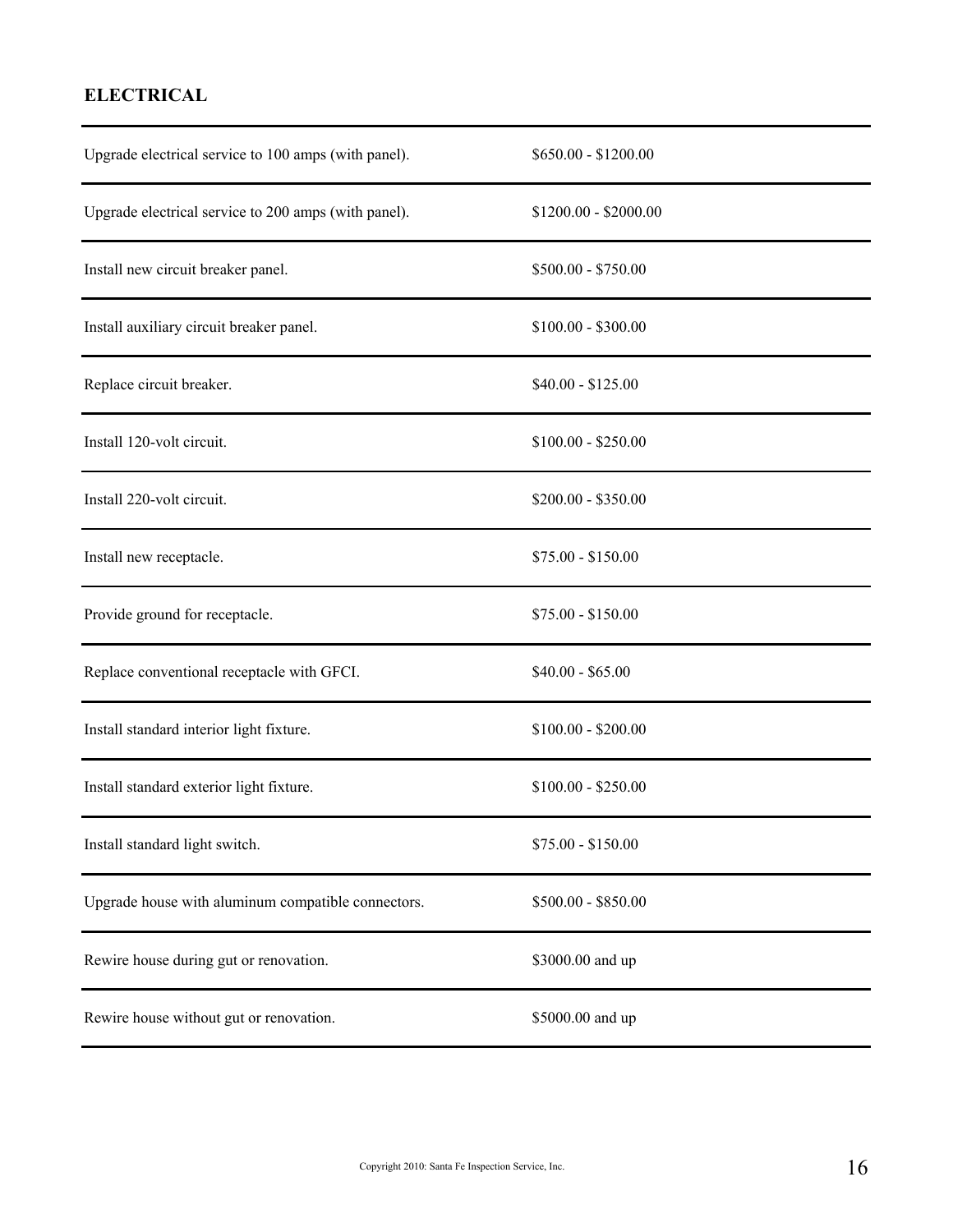## ELECTRICAL

| Item | Cost |
| --- | --- |
| Upgrade electrical service to 100 amps (with panel). | $650.00 - $1200.00 |
| Upgrade electrical service to 200 amps (with panel). | $1200.00 - $2000.00 |
| Install new circuit breaker panel. | $500.00 - $750.00 |
| Install auxiliary circuit breaker panel. | $100.00 - $300.00 |
| Replace circuit breaker. | $40.00 - $125.00 |
| Install 120-volt circuit. | $100.00 - $250.00 |
| Install 220-volt circuit. | $200.00 - $350.00 |
| Install new receptacle. | $75.00 - $150.00 |
| Provide ground for receptacle. | $75.00 - $150.00 |
| Replace conventional receptacle with GFCI. | $40.00 - $65.00 |
| Install standard interior light fixture. | $100.00 - $200.00 |
| Install standard exterior light fixture. | $100.00 - $250.00 |
| Install standard light switch. | $75.00 - $150.00 |
| Upgrade house with aluminum compatible connectors. | $500.00 - $850.00 |
| Rewire house during gut or renovation. | $3000.00 and up |
| Rewire house without gut or renovation. | $5000.00 and up |

Copyright 2010: Santa Fe Inspection Service, Inc.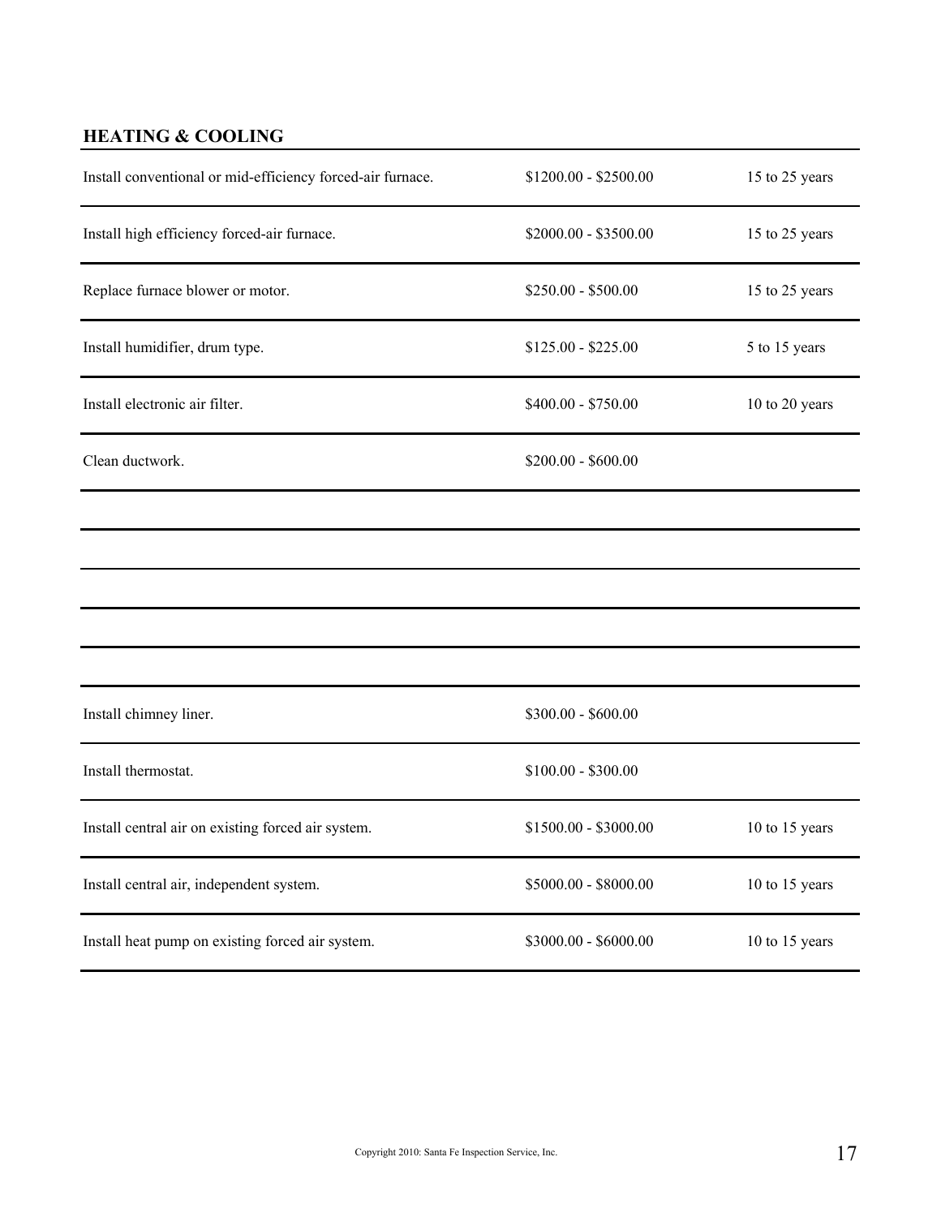## HEATING & COOLING

| Item | Cost | Life Expectancy |
|---|---|---|
| Install conventional or mid-efficiency forced-air furnace. | $1200.00 - $2500.00 | 15 to 25 years |
| Install high efficiency forced-air furnace. | $2000.00 - $3500.00 | 15 to 25 years |
| Replace furnace blower or motor. | $250.00 - $500.00 | 15 to 25 years |
| Install humidifier, drum type. | $125.00 - $225.00 | 5 to 15 years |
| Install electronic air filter. | $400.00 - $750.00 | 10 to 20 years |
| Clean ductwork. | $200.00 - $600.00 | |
| | | |
| | | |
| | | |
| | | |
| | | |
| Install chimney liner. | $300.00 - $600.00 | |
| Install thermostat. | $100.00 - $300.00 | |
| Install central air on existing forced air system. | $1500.00 - $3000.00 | 10 to 15 years |
| Install central air, independent system. | $5000.00 - $8000.00 | 10 to 15 years |
| Install heat pump on existing forced air system. | $3000.00 - $6000.00 | 10 to 15 years |

Copyright 2010: Santa Fe Inspection Service, Inc.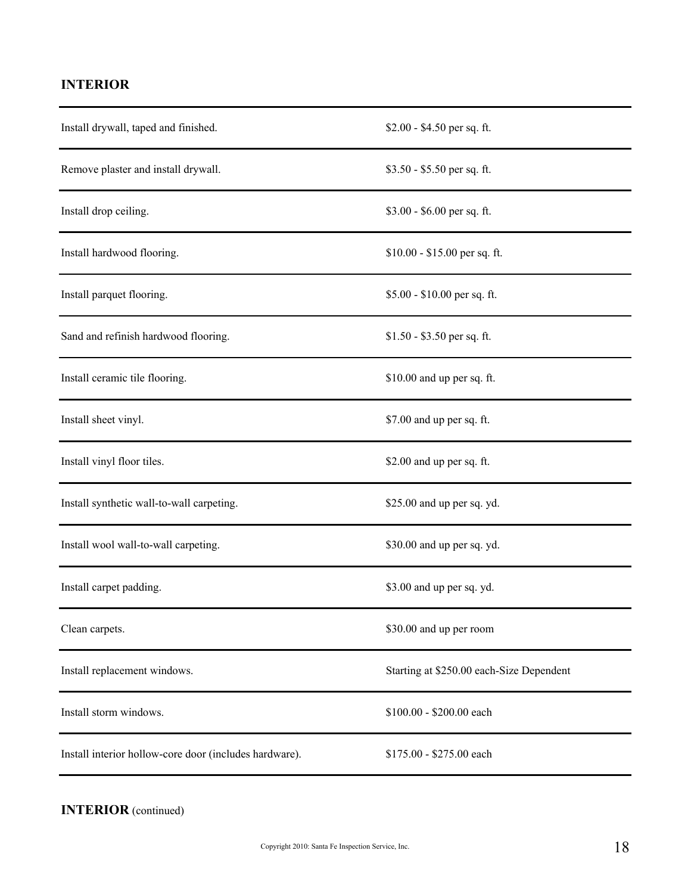## INTERIOR

| | |
|---|---|
| Install drywall, taped and finished. | $2.00 - $4.50 per sq. ft. |
| Remove plaster and install drywall. | $3.50 - $5.50 per sq. ft. |
| Install drop ceiling. | $3.00 - $6.00 per sq. ft. |
| Install hardwood flooring. | $10.00 - $15.00 per sq. ft. |
| Install parquet flooring. | $5.00 - $10.00 per sq. ft. |
| Sand and refinish hardwood flooring. | $1.50 - $3.50 per sq. ft. |
| Install ceramic tile flooring. | $10.00 and up per sq. ft. |
| Install sheet vinyl. | $7.00 and up per sq. ft. |
| Install vinyl floor tiles. | $2.00 and up per sq. ft. |
| Install synthetic wall-to-wall carpeting. | $25.00 and up per sq. yd. |
| Install wool wall-to-wall carpeting. | $30.00 and up per sq. yd. |
| Install carpet padding. | $3.00 and up per sq. yd. |
| Clean carpets. | $30.00 and up per room |
| Install replacement windows. | Starting at $250.00 each-Size Dependent |
| Install storm windows. | $100.00 - $200.00 each |
| Install interior hollow-core door (includes hardware). | $175.00 - $275.00 each |

**INTERIOR** (continued)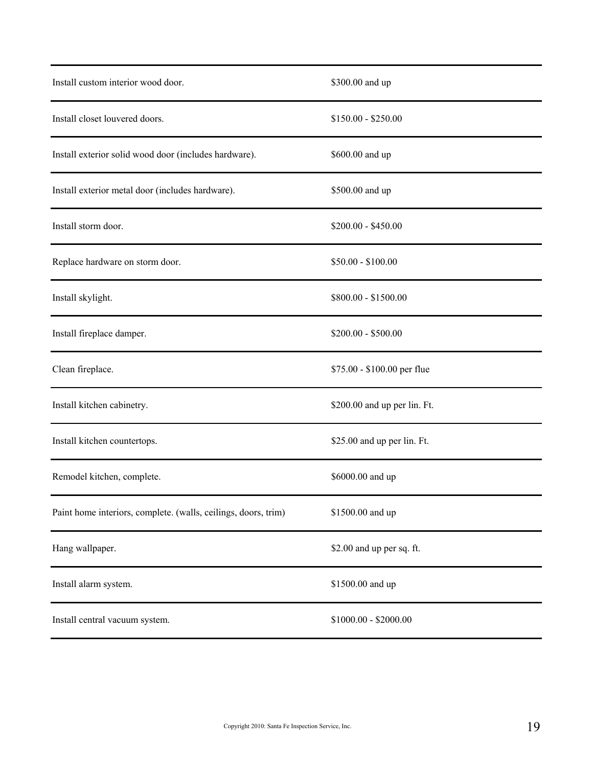| | |
|---|---|
| Install custom interior wood door. | $300.00 and up |
| Install closet louvered doors. | $150.00 - $250.00 |
| Install exterior solid wood door (includes hardware). | $600.00 and up |
| Install exterior metal door (includes hardware). | $500.00 and up |
| Install storm door. | $200.00 - $450.00 |
| Replace hardware on storm door. | $50.00 - $100.00 |
| Install skylight. | $800.00 - $1500.00 |
| Install fireplace damper. | $200.00 - $500.00 |
| Clean fireplace. | $75.00 - $100.00 per flue |
| Install kitchen cabinetry. | $200.00 and up per lin. Ft. |
| Install kitchen countertops. | $25.00 and up per lin. Ft. |
| Remodel kitchen, complete. | $6000.00 and up |
| Paint home interiors, complete. (walls, ceilings, doors, trim) | $1500.00 and up |
| Hang wallpaper. | $2.00 and up per sq. ft. |
| Install alarm system. | $1500.00 and up |
| Install central vacuum system. | $1000.00 - $2000.00 |

Copyright 2010: Santa Fe Inspection Service, Inc.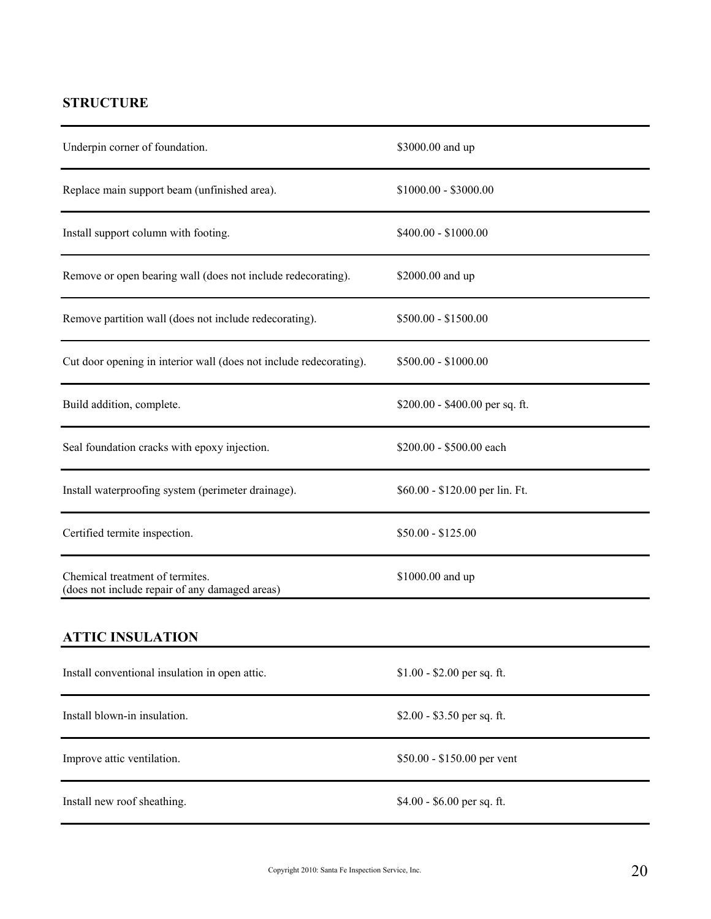## STRUCTURE

| | |
|---|---|
| Underpin corner of foundation. | $3000.00 and up |
| Replace main support beam (unfinished area). | $1000.00 - $3000.00 |
| Install support column with footing. | $400.00 - $1000.00 |
| Remove or open bearing wall (does not include redecorating). | $2000.00 and up |
| Remove partition wall (does not include redecorating). | $500.00 - $1500.00 |
| Cut door opening in interior wall (does not include redecorating). | $500.00 - $1000.00 |
| Build addition, complete. | $200.00 - $400.00 per sq. ft. |
| Seal foundation cracks with epoxy injection. | $200.00 - $500.00 each |
| Install waterproofing system (perimeter drainage). | $60.00 - $120.00 per lin. Ft. |
| Certified termite inspection. | $50.00 - $125.00 |
| Chemical treatment of termites. (does not include repair of any damaged areas) | $1000.00 and up |

## ATTIC INSULATION

| | |
|---|---|
| Install conventional insulation in open attic. | $1.00 - $2.00 per sq. ft. |
| Install blown-in insulation. | $2.00 - $3.50 per sq. ft. |
| Improve attic ventilation. | $50.00 - $150.00 per vent |
| Install new roof sheathing. | $4.00 - $6.00 per sq. ft. |

Copyright 2010: Santa Fe Inspection Service, Inc.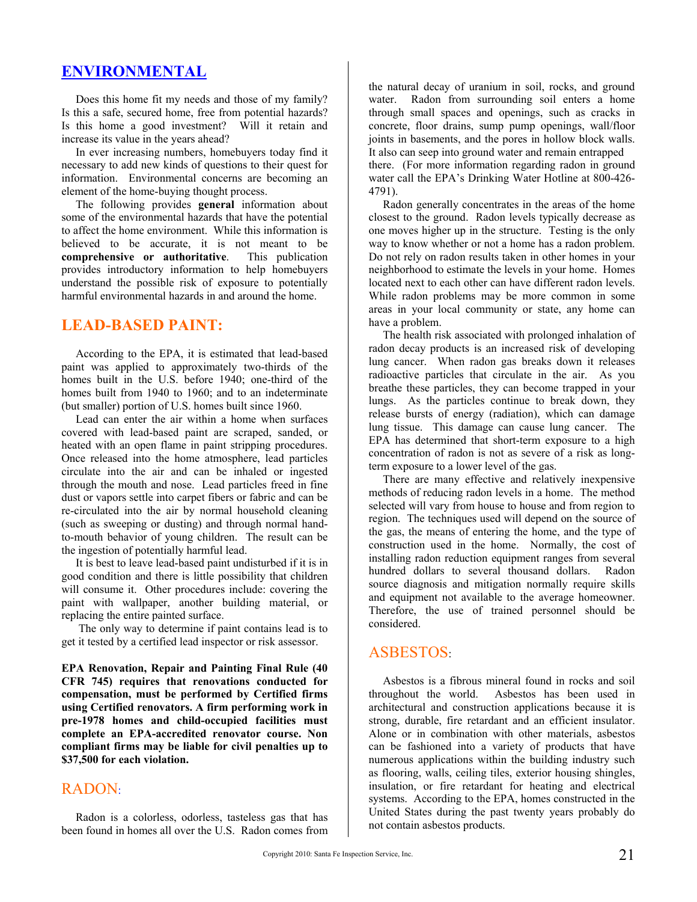## ENVIRONMENTAL

Does this home fit my needs and those of my family? Is this a safe, secured home, free from potential hazards? Is this home a good investment? Will it retain and increase its value in the years ahead?

In ever increasing numbers, homebuyers today find it necessary to add new kinds of questions to their quest for information. Environmental concerns are becoming an element of the home-buying thought process.

The following provides **general** information about some of the environmental hazards that have the potential to affect the home environment. While this information is believed to be accurate, it is not meant to be **comprehensive or authoritative**. This publication provides introductory information to help homebuyers understand the possible risk of exposure to potentially harmful environmental hazards in and around the home.

## LEAD-BASED PAINT:

According to the EPA, it is estimated that lead-based paint was applied to approximately two-thirds of the homes built in the U.S. before 1940; one-third of the homes built from 1940 to 1960; and to an indeterminate (but smaller) portion of U.S. homes built since 1960.

Lead can enter the air within a home when surfaces covered with lead-based paint are scraped, sanded, or heated with an open flame in paint stripping procedures. Once released into the home atmosphere, lead particles circulate into the air and can be inhaled or ingested through the mouth and nose. Lead particles freed in fine dust or vapors settle into carpet fibers or fabric and can be re-circulated into the air by normal household cleaning (such as sweeping or dusting) and through normal hand-to-mouth behavior of young children. The result can be the ingestion of potentially harmful lead.

It is best to leave lead-based paint undisturbed if it is in good condition and there is little possibility that children will consume it. Other procedures include: covering the paint with wallpaper, another building material, or replacing the entire painted surface.

The only way to determine if paint contains lead is to get it tested by a certified lead inspector or risk assessor.

**EPA Renovation, Repair and Painting Final Rule (40 CFR 745) requires that renovations conducted for compensation, must be performed by Certified firms using Certified renovators. A firm performing work in pre-1978 homes and child-occupied facilities must complete an EPA-accredited renovator course. Non compliant firms may be liable for civil penalties up to $37,500 for each violation.**

## RADON:

Radon is a colorless, odorless, tasteless gas that has been found in homes all over the U.S. Radon comes from the natural decay of uranium in soil, rocks, and ground water. Radon from surrounding soil enters a home through small spaces and openings, such as cracks in concrete, floor drains, sump pump openings, wall/floor joints in basements, and the pores in hollow block walls. It also can seep into ground water and remain entrapped there. (For more information regarding radon in ground water call the EPA's Drinking Water Hotline at 800-426-4791).

Radon generally concentrates in the areas of the home closest to the ground. Radon levels typically decrease as one moves higher up in the structure. Testing is the only way to know whether or not a home has a radon problem. Do not rely on radon results taken in other homes in your neighborhood to estimate the levels in your home. Homes located next to each other can have different radon levels. While radon problems may be more common in some areas in your local community or state, any home can have a problem.

The health risk associated with prolonged inhalation of radon decay products is an increased risk of developing lung cancer. When radon gas breaks down it releases radioactive particles that circulate in the air. As you breathe these particles, they can become trapped in your lungs. As the particles continue to break down, they release bursts of energy (radiation), which can damage lung tissue. This damage can cause lung cancer. The EPA has determined that short-term exposure to a high concentration of radon is not as severe of a risk as long-term exposure to a lower level of the gas.

There are many effective and relatively inexpensive methods of reducing radon levels in a home. The method selected will vary from house to house and from region to region. The techniques used will depend on the source of the gas, the means of entering the home, and the type of construction used in the home. Normally, the cost of installing radon reduction equipment ranges from several hundred dollars to several thousand dollars. Radon source diagnosis and mitigation normally require skills and equipment not available to the average homeowner. Therefore, the use of trained personnel should be considered.

## ASBESTOS:

Asbestos is a fibrous mineral found in rocks and soil throughout the world. Asbestos has been used in architectural and construction applications because it is strong, durable, fire retardant and an efficient insulator. Alone or in combination with other materials, asbestos can be fashioned into a variety of products that have numerous applications within the building industry such as flooring, walls, ceiling tiles, exterior housing shingles, insulation, or fire retardant for heating and electrical systems. According to the EPA, homes constructed in the United States during the past twenty years probably do not contain asbestos products.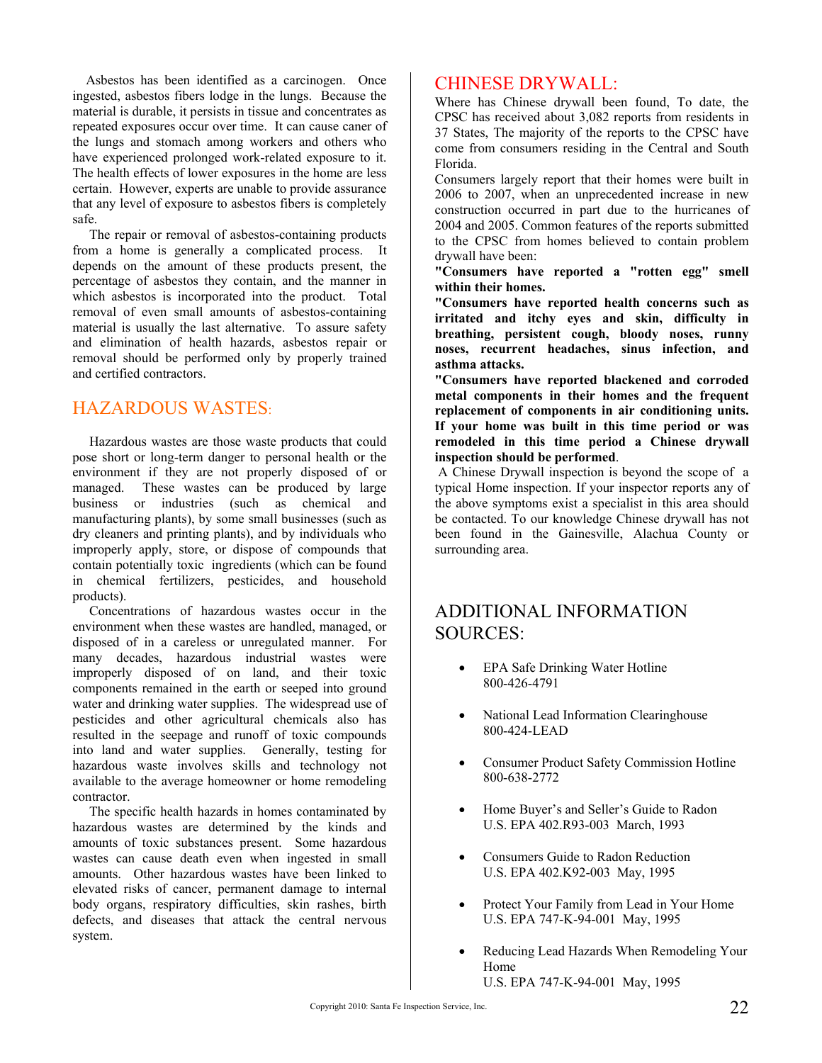Asbestos has been identified as a carcinogen. Once ingested, asbestos fibers lodge in the lungs. Because the material is durable, it persists in tissue and concentrates as repeated exposures occur over time. It can cause caner of the lungs and stomach among workers and others who have experienced prolonged work-related exposure to it. The health effects of lower exposures in the home are less certain. However, experts are unable to provide assurance that any level of exposure to asbestos fibers is completely safe.

The repair or removal of asbestos-containing products from a home is generally a complicated process. It depends on the amount of these products present, the percentage of asbestos they contain, and the manner in which asbestos is incorporated into the product. Total removal of even small amounts of asbestos-containing material is usually the last alternative. To assure safety and elimination of health hazards, asbestos repair or removal should be performed only by properly trained and certified contractors.

## HAZARDOUS WASTES:

Hazardous wastes are those waste products that could pose short or long-term danger to personal health or the environment if they are not properly disposed of or managed. These wastes can be produced by large business or industries (such as chemical and manufacturing plants), by some small businesses (such as dry cleaners and printing plants), and by individuals who improperly apply, store, or dispose of compounds that contain potentially toxic ingredients (which can be found in chemical fertilizers, pesticides, and household products).

Concentrations of hazardous wastes occur in the environment when these wastes are handled, managed, or disposed of in a careless or unregulated manner. For many decades, hazardous industrial wastes were improperly disposed of on land, and their toxic components remained in the earth or seeped into ground water and drinking water supplies. The widespread use of pesticides and other agricultural chemicals also has resulted in the seepage and runoff of toxic compounds into land and water supplies. Generally, testing for hazardous waste involves skills and technology not available to the average homeowner or home remodeling contractor.

The specific health hazards in homes contaminated by hazardous wastes are determined by the kinds and amounts of toxic substances present. Some hazardous wastes can cause death even when ingested in small amounts. Other hazardous wastes have been linked to elevated risks of cancer, permanent damage to internal body organs, respiratory difficulties, skin rashes, birth defects, and diseases that attack the central nervous system.

## CHINESE DRYWALL:

Where has Chinese drywall been found, To date, the CPSC has received about 3,082 reports from residents in 37 States, The majority of the reports to the CPSC have come from consumers residing in the Central and South Florida.

Consumers largely report that their homes were built in 2006 to 2007, when an unprecedented increase in new construction occurred in part due to the hurricanes of 2004 and 2005. Common features of the reports submitted to the CPSC from homes believed to contain problem drywall have been:

**"Consumers have reported a "rotten egg" smell within their homes.**

**"Consumers have reported health concerns such as irritated and itchy eyes and skin, difficulty in breathing, persistent cough, bloody noses, runny noses, recurrent headaches, sinus infection, and asthma attacks.**

**"Consumers have reported blackened and corroded metal components in their homes and the frequent replacement of components in air conditioning units. If your home was built in this time period or was remodeled in this time period a Chinese drywall inspection should be performed.**

A Chinese Drywall inspection is beyond the scope of a typical Home inspection. If your inspector reports any of the above symptoms exist a specialist in this area should be contacted. To our knowledge Chinese drywall has not been found in the Gainesville, Alachua County or surrounding area.

## ADDITIONAL INFORMATION SOURCES:

- EPA Safe Drinking Water Hotline
  800-426-4791
- National Lead Information Clearinghouse
  800-424-LEAD
- Consumer Product Safety Commission Hotline
  800-638-2772
- Home Buyer's and Seller's Guide to Radon
  U.S. EPA 402.R93-003 March, 1993
- Consumers Guide to Radon Reduction
  U.S. EPA 402.K92-003 May, 1995
- Protect Your Family from Lead in Your Home
  U.S. EPA 747-K-94-001 May, 1995
- Reducing Lead Hazards When Remodeling Your Home
  U.S. EPA 747-K-94-001 May, 1995

Copyright 2010: Santa Fe Inspection Service, Inc.